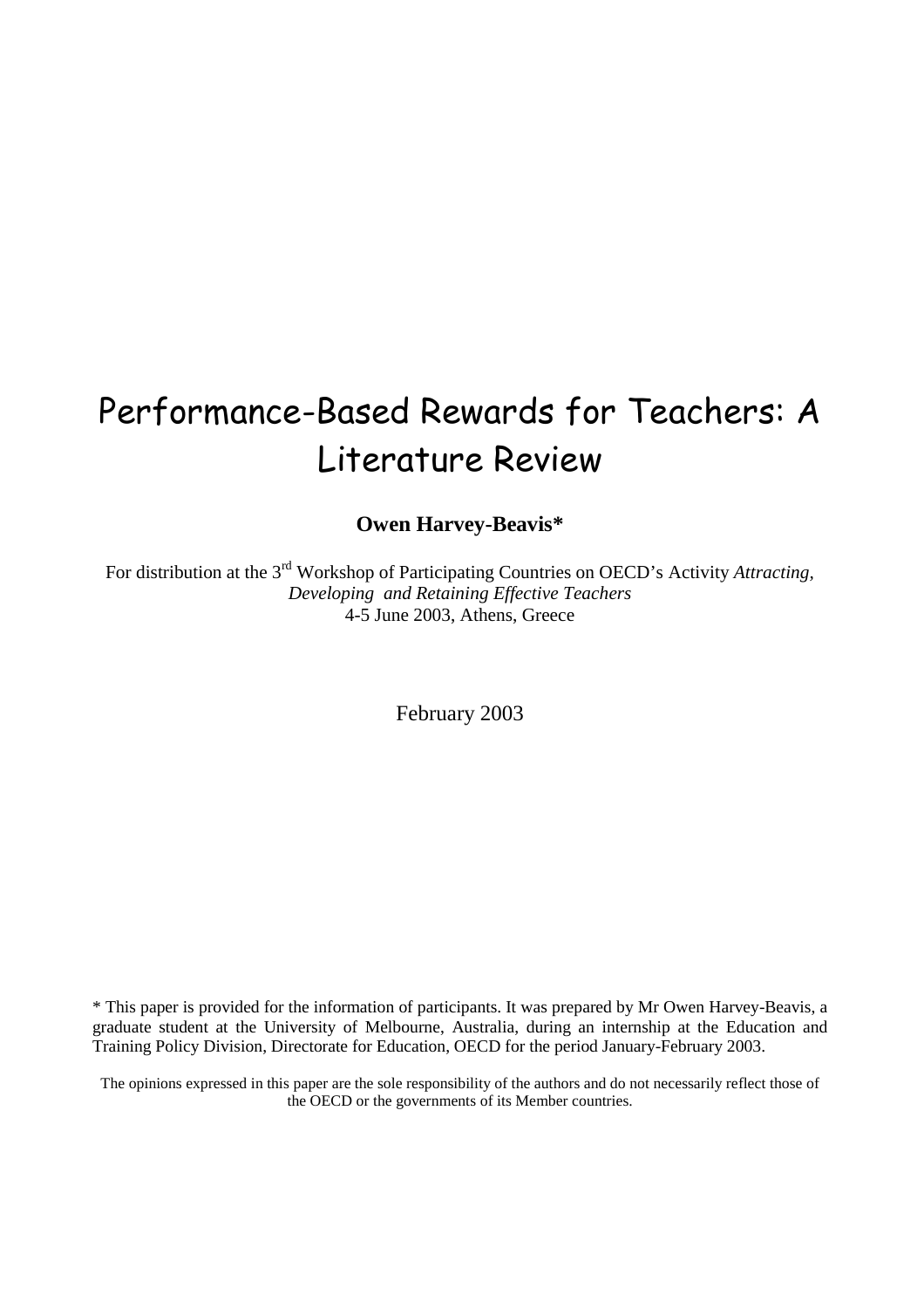# Performance-Based Rewards for Teachers: A Literature Review

**Owen Harvey-Beavis***

For distribution at the 3rd Workshop of Participating Countries on OECD's Activity *Attracting, Developing and Retaining Effective Teachers*
4-5 June 2003, Athens, Greece

February 2003

* This paper is provided for the information of participants. It was prepared by Mr Owen Harvey-Beavis, a graduate student at the University of Melbourne, Australia, during an internship at the Education and Training Policy Division, Directorate for Education, OECD for the period January-February 2003.

The opinions expressed in this paper are the sole responsibility of the authors and do not necessarily reflect those of the OECD or the governments of its Member countries.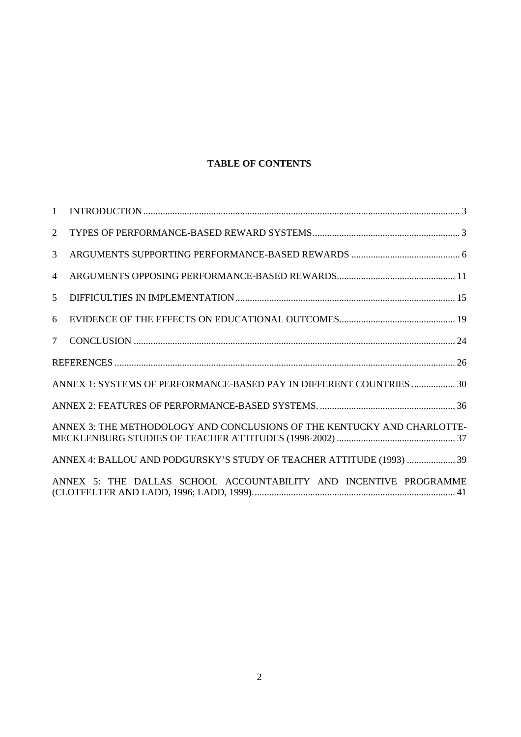**TABLE OF CONTENTS**

1 INTRODUCTION .......... 3

2 TYPES OF PERFORMANCE-BASED REWARD SYSTEMS .......... 3

3 ARGUMENTS SUPPORTING PERFORMANCE-BASED REWARDS .......... 6

4 ARGUMENTS OPPOSING PERFORMANCE-BASED REWARDS .......... 11

5 DIFFICULTIES IN IMPLEMENTATION .......... 15

6 EVIDENCE OF THE EFFECTS ON EDUCATIONAL OUTCOMES .......... 19

7 CONCLUSION .......... 24

REFERENCES .......... 26

ANNEX 1: SYSTEMS OF PERFORMANCE-BASED PAY IN DIFFERENT COUNTRIES .......... 30

ANNEX 2: FEATURES OF PERFORMANCE-BASED SYSTEMS. .......... 36

ANNEX 3: THE METHODOLOGY AND CONCLUSIONS OF THE KENTUCKY AND CHARLOTTE-MECKLENBURG STUDIES OF TEACHER ATTITUDES (1998-2002) .......... 37

ANNEX 4: BALLOU AND PODGURSKY'S STUDY OF TEACHER ATTITUDE (1993) .......... 39

ANNEX 5: THE DALLAS SCHOOL ACCOUNTABILITY AND INCENTIVE PROGRAMME (CLOTFELTER AND LADD, 1996; LADD, 1999). .......... 41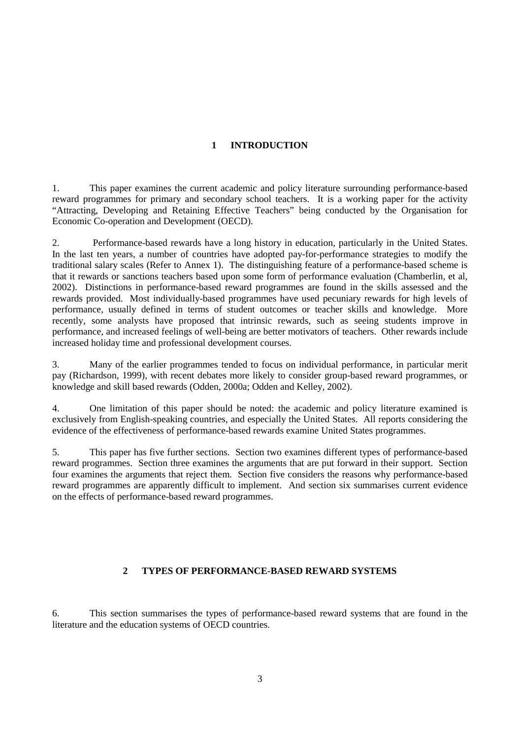# 1 INTRODUCTION

1. This paper examines the current academic and policy literature surrounding performance-based reward programmes for primary and secondary school teachers. It is a working paper for the activity "Attracting, Developing and Retaining Effective Teachers" being conducted by the Organisation for Economic Co-operation and Development (OECD).

2. Performance-based rewards have a long history in education, particularly in the United States. In the last ten years, a number of countries have adopted pay-for-performance strategies to modify the traditional salary scales (Refer to Annex 1). The distinguishing feature of a performance-based scheme is that it rewards or sanctions teachers based upon some form of performance evaluation (Chamberlin, et al, 2002). Distinctions in performance-based reward programmes are found in the skills assessed and the rewards provided. Most individually-based programmes have used pecuniary rewards for high levels of performance, usually defined in terms of student outcomes or teacher skills and knowledge. More recently, some analysts have proposed that intrinsic rewards, such as seeing students improve in performance, and increased feelings of well-being are better motivators of teachers. Other rewards include increased holiday time and professional development courses.

3. Many of the earlier programmes tended to focus on individual performance, in particular merit pay (Richardson, 1999), with recent debates more likely to consider group-based reward programmes, or knowledge and skill based rewards (Odden, 2000a; Odden and Kelley, 2002).

4. One limitation of this paper should be noted: the academic and policy literature examined is exclusively from English-speaking countries, and especially the United States. All reports considering the evidence of the effectiveness of performance-based rewards examine United States programmes.

5. This paper has five further sections. Section two examines different types of performance-based reward programmes. Section three examines the arguments that are put forward in their support. Section four examines the arguments that reject them. Section five considers the reasons why performance-based reward programmes are apparently difficult to implement. And section six summarises current evidence on the effects of performance-based reward programmes.

# 2 TYPES OF PERFORMANCE-BASED REWARD SYSTEMS

6. This section summarises the types of performance-based reward systems that are found in the literature and the education systems of OECD countries.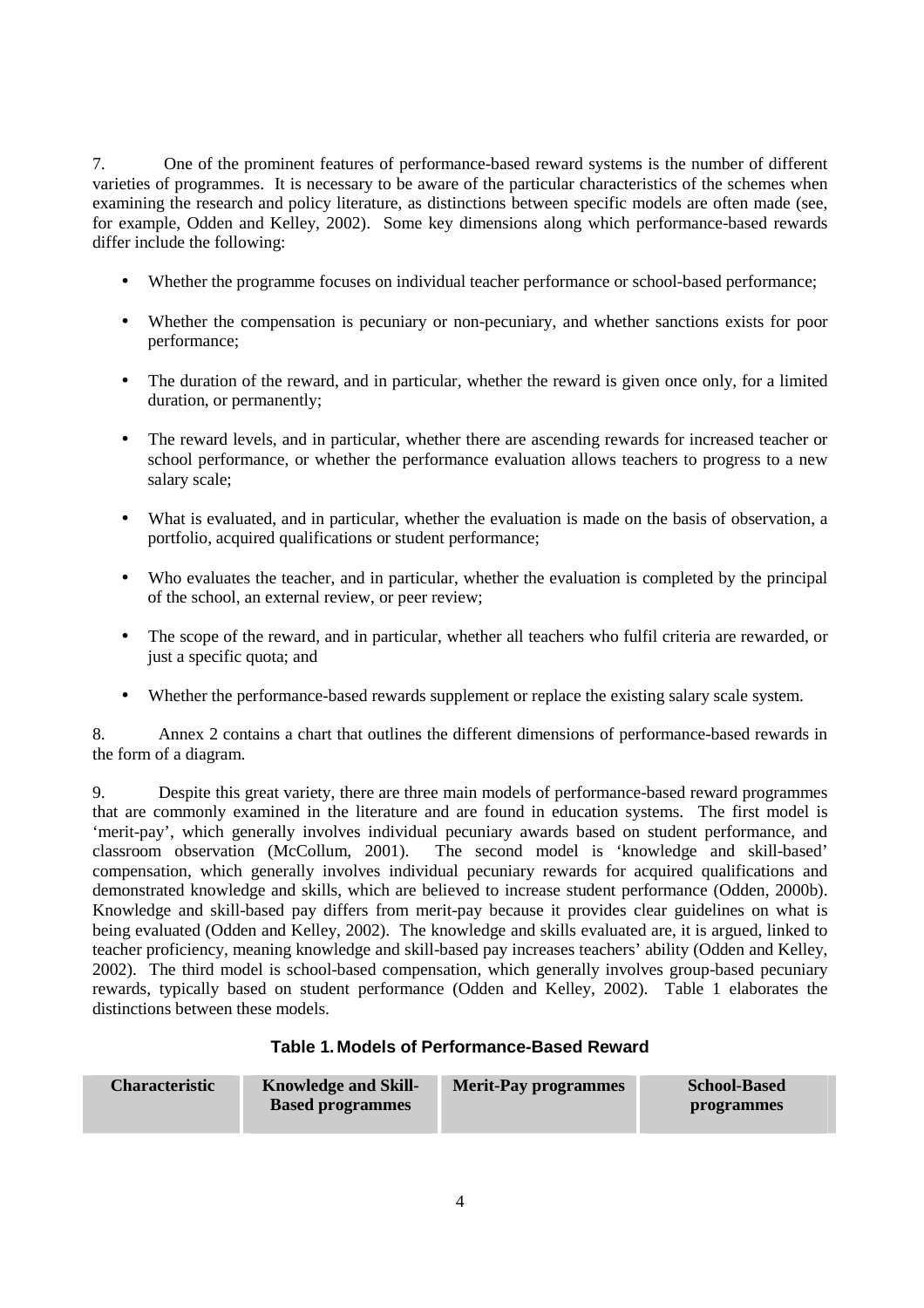7. One of the prominent features of performance-based reward systems is the number of different varieties of programmes. It is necessary to be aware of the particular characteristics of the schemes when examining the research and policy literature, as distinctions between specific models are often made (see, for example, Odden and Kelley, 2002). Some key dimensions along which performance-based rewards differ include the following:

- Whether the programme focuses on individual teacher performance or school-based performance;
- Whether the compensation is pecuniary or non-pecuniary, and whether sanctions exists for poor performance;
- The duration of the reward, and in particular, whether the reward is given once only, for a limited duration, or permanently;
- The reward levels, and in particular, whether there are ascending rewards for increased teacher or school performance, or whether the performance evaluation allows teachers to progress to a new salary scale;
- What is evaluated, and in particular, whether the evaluation is made on the basis of observation, a portfolio, acquired qualifications or student performance;
- Who evaluates the teacher, and in particular, whether the evaluation is completed by the principal of the school, an external review, or peer review;
- The scope of the reward, and in particular, whether all teachers who fulfil criteria are rewarded, or just a specific quota; and
- Whether the performance-based rewards supplement or replace the existing salary scale system.

8. Annex 2 contains a chart that outlines the different dimensions of performance-based rewards in the form of a diagram.

9. Despite this great variety, there are three main models of performance-based reward programmes that are commonly examined in the literature and are found in education systems. The first model is 'merit-pay', which generally involves individual pecuniary awards based on student performance, and classroom observation (McCollum, 2001). The second model is 'knowledge and skill-based' compensation, which generally involves individual pecuniary rewards for acquired qualifications and demonstrated knowledge and skills, which are believed to increase student performance (Odden, 2000b). Knowledge and skill-based pay differs from merit-pay because it provides clear guidelines on what is being evaluated (Odden and Kelley, 2002). The knowledge and skills evaluated are, it is argued, linked to teacher proficiency, meaning knowledge and skill-based pay increases teachers' ability (Odden and Kelley, 2002). The third model is school-based compensation, which generally involves group-based pecuniary rewards, typically based on student performance (Odden and Kelley, 2002). Table 1 elaborates the distinctions between these models.

**Table 1. Models of Performance-Based Reward**

| Characteristic | Knowledge and Skill-Based programmes | Merit-Pay programmes | School-Based programmes |
|---|---|---|---|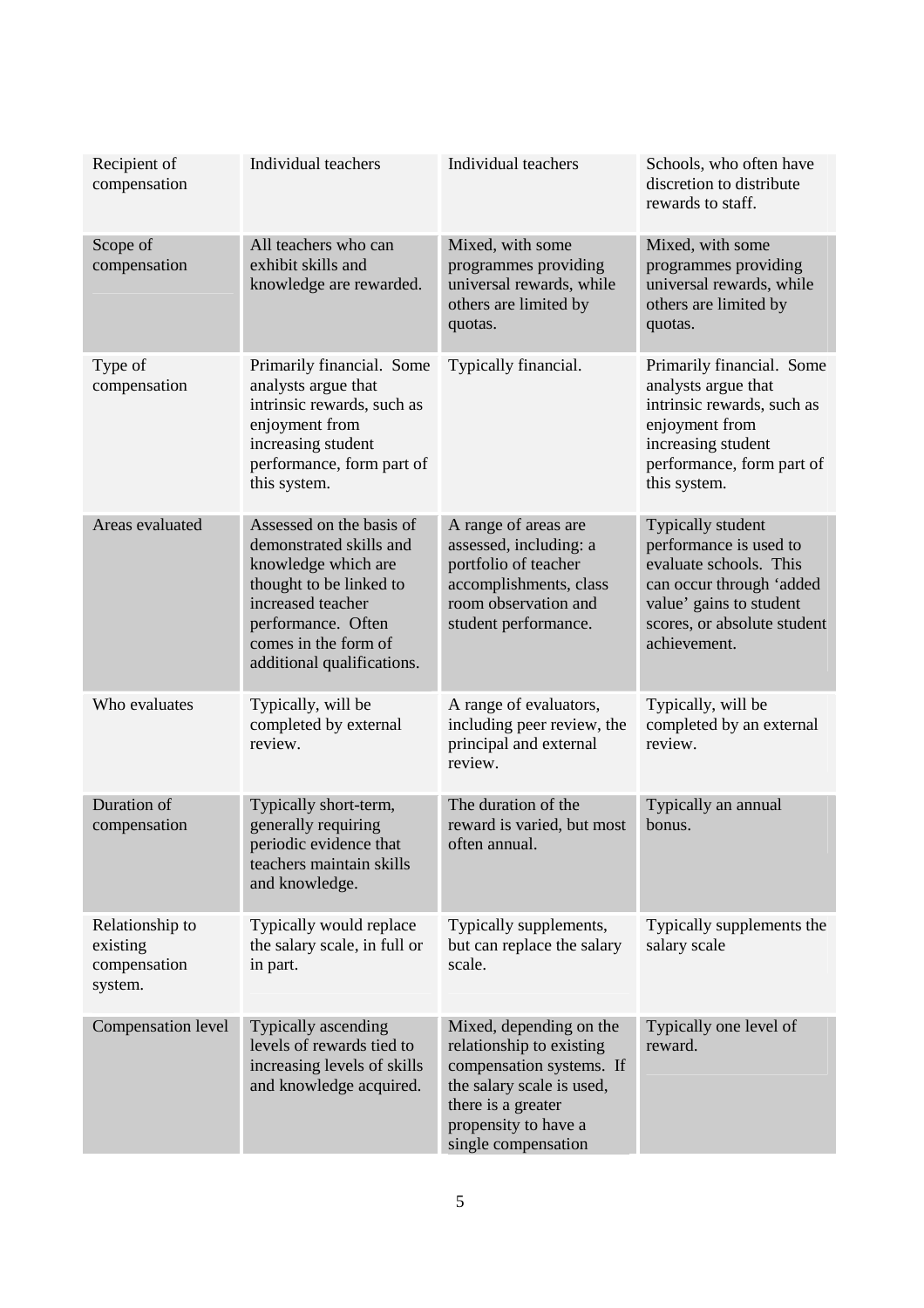| Recipient of compensation | Individual teachers | Individual teachers | Schools, who often have discretion to distribute rewards to staff. |
|---|---|---|---|
| Scope of compensation | All teachers who can exhibit skills and knowledge are rewarded. | Mixed, with some programmes providing universal rewards, while others are limited by quotas. | Mixed, with some programmes providing universal rewards, while others are limited by quotas. |
| Type of compensation | Primarily financial. Some analysts argue that intrinsic rewards, such as enjoyment from increasing student performance, form part of this system. | Typically financial. | Primarily financial. Some analysts argue that intrinsic rewards, such as enjoyment from increasing student performance, form part of this system. |
| Areas evaluated | Assessed on the basis of demonstrated skills and knowledge which are thought to be linked to increased teacher performance. Often comes in the form of additional qualifications. | A range of areas are assessed, including: a portfolio of teacher accomplishments, class room observation and student performance. | Typically student performance is used to evaluate schools. This can occur through 'added value' gains to student scores, or absolute student achievement. |
| Who evaluates | Typically, will be completed by external review. | A range of evaluators, including peer review, the principal and external review. | Typically, will be completed by an external review. |
| Duration of compensation | Typically short-term, generally requiring periodic evidence that teachers maintain skills and knowledge. | The duration of the reward is varied, but most often annual. | Typically an annual bonus. |
| Relationship to existing compensation system. | Typically would replace the salary scale, in full or in part. | Typically supplements, but can replace the salary scale. | Typically supplements the salary scale |
| Compensation level | Typically ascending levels of rewards tied to increasing levels of skills and knowledge acquired. | Mixed, depending on the relationship to existing compensation systems. If the salary scale is used, there is a greater propensity to have a single compensation | Typically one level of reward. |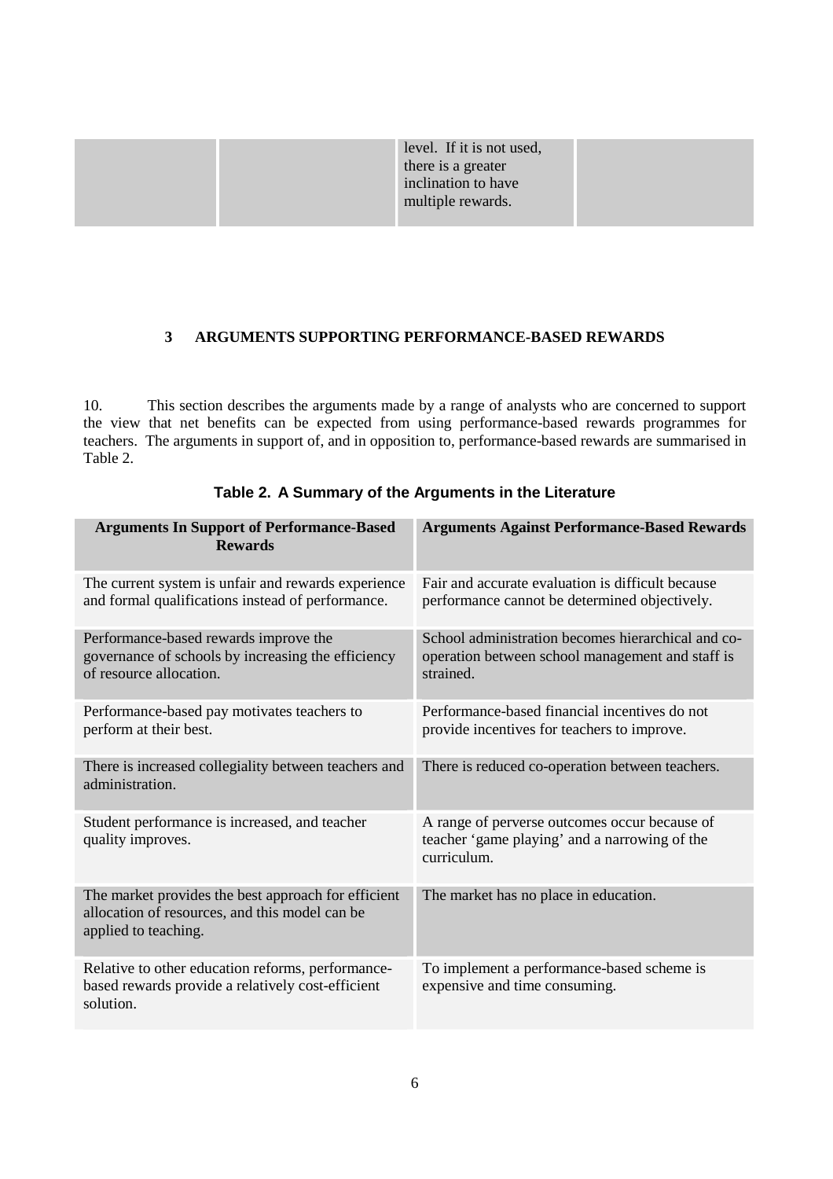| | | level. If it is not used, there is a greater inclination to have multiple rewards. | |
|---|---|---|---|

## 3 ARGUMENTS SUPPORTING PERFORMANCE-BASED REWARDS

10. This section describes the arguments made by a range of analysts who are concerned to support the view that net benefits can be expected from using performance-based rewards programmes for teachers. The arguments in support of, and in opposition to, performance-based rewards are summarised in Table 2.

**Table 2. A Summary of the Arguments in the Literature**

| Arguments In Support of Performance-Based Rewards | Arguments Against Performance-Based Rewards |
|---|---|
| The current system is unfair and rewards experience and formal qualifications instead of performance. | Fair and accurate evaluation is difficult because performance cannot be determined objectively. |
| Performance-based rewards improve the governance of schools by increasing the efficiency of resource allocation. | School administration becomes hierarchical and co-operation between school management and staff is strained. |
| Performance-based pay motivates teachers to perform at their best. | Performance-based financial incentives do not provide incentives for teachers to improve. |
| There is increased collegiality between teachers and administration. | There is reduced co-operation between teachers. |
| Student performance is increased, and teacher quality improves. | A range of perverse outcomes occur because of teacher 'game playing' and a narrowing of the curriculum. |
| The market provides the best approach for efficient allocation of resources, and this model can be applied to teaching. | The market has no place in education. |
| Relative to other education reforms, performance-based rewards provide a relatively cost-efficient solution. | To implement a performance-based scheme is expensive and time consuming. |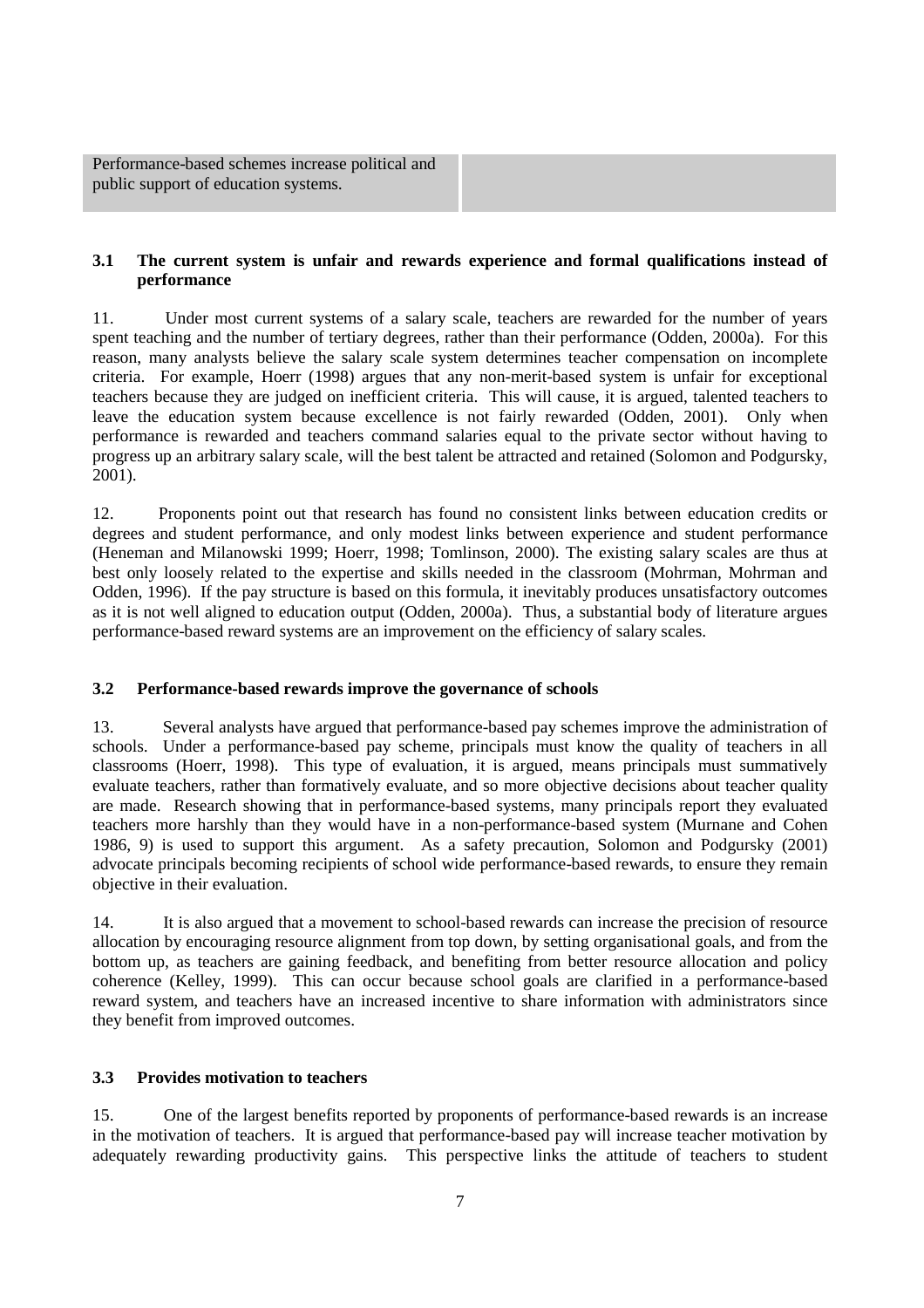| Performance-based schemes increase political and public support of education systems. | |
|---|---|

### 3.1 The current system is unfair and rewards experience and formal qualifications instead of performance

11. Under most current systems of a salary scale, teachers are rewarded for the number of years spent teaching and the number of tertiary degrees, rather than their performance (Odden, 2000a). For this reason, many analysts believe the salary scale system determines teacher compensation on incomplete criteria. For example, Hoerr (1998) argues that any non-merit-based system is unfair for exceptional teachers because they are judged on inefficient criteria. This will cause, it is argued, talented teachers to leave the education system because excellence is not fairly rewarded (Odden, 2001). Only when performance is rewarded and teachers command salaries equal to the private sector without having to progress up an arbitrary salary scale, will the best talent be attracted and retained (Solomon and Podgursky, 2001).

12. Proponents point out that research has found no consistent links between education credits or degrees and student performance, and only modest links between experience and student performance (Heneman and Milanowski 1999; Hoerr, 1998; Tomlinson, 2000). The existing salary scales are thus at best only loosely related to the expertise and skills needed in the classroom (Mohrman, Mohrman and Odden, 1996). If the pay structure is based on this formula, it inevitably produces unsatisfactory outcomes as it is not well aligned to education output (Odden, 2000a). Thus, a substantial body of literature argues performance-based reward systems are an improvement on the efficiency of salary scales.

### 3.2 Performance-based rewards improve the governance of schools

13. Several analysts have argued that performance-based pay schemes improve the administration of schools. Under a performance-based pay scheme, principals must know the quality of teachers in all classrooms (Hoerr, 1998). This type of evaluation, it is argued, means principals must summatively evaluate teachers, rather than formatively evaluate, and so more objective decisions about teacher quality are made. Research showing that in performance-based systems, many principals report they evaluated teachers more harshly than they would have in a non-performance-based system (Murnane and Cohen 1986, 9) is used to support this argument. As a safety precaution, Solomon and Podgursky (2001) advocate principals becoming recipients of school wide performance-based rewards, to ensure they remain objective in their evaluation.

14. It is also argued that a movement to school-based rewards can increase the precision of resource allocation by encouraging resource alignment from top down, by setting organisational goals, and from the bottom up, as teachers are gaining feedback, and benefiting from better resource allocation and policy coherence (Kelley, 1999). This can occur because school goals are clarified in a performance-based reward system, and teachers have an increased incentive to share information with administrators since they benefit from improved outcomes.

### 3.3 Provides motivation to teachers

15. One of the largest benefits reported by proponents of performance-based rewards is an increase in the motivation of teachers. It is argued that performance-based pay will increase teacher motivation by adequately rewarding productivity gains. This perspective links the attitude of teachers to student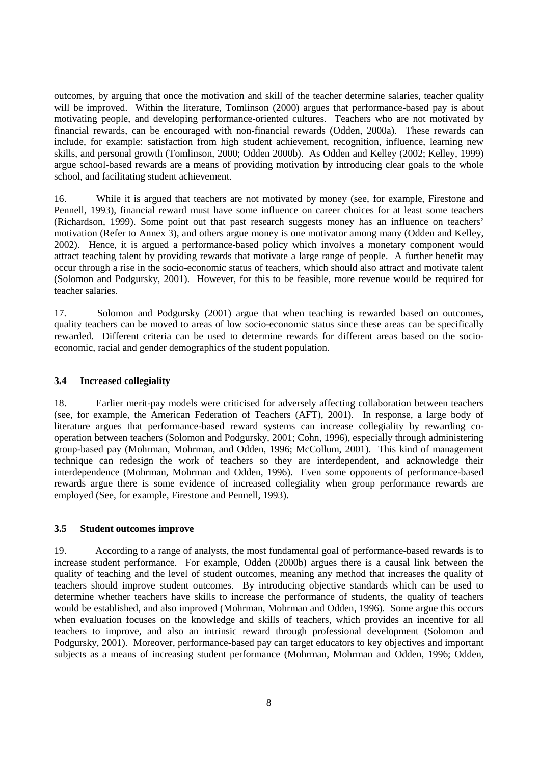outcomes, by arguing that once the motivation and skill of the teacher determine salaries, teacher quality will be improved. Within the literature, Tomlinson (2000) argues that performance-based pay is about motivating people, and developing performance-oriented cultures. Teachers who are not motivated by financial rewards, can be encouraged with non-financial rewards (Odden, 2000a). These rewards can include, for example: satisfaction from high student achievement, recognition, influence, learning new skills, and personal growth (Tomlinson, 2000; Odden 2000b). As Odden and Kelley (2002; Kelley, 1999) argue school-based rewards are a means of providing motivation by introducing clear goals to the whole school, and facilitating student achievement.

16. While it is argued that teachers are not motivated by money (see, for example, Firestone and Pennell, 1993), financial reward must have some influence on career choices for at least some teachers (Richardson, 1999). Some point out that past research suggests money has an influence on teachers' motivation (Refer to Annex 3), and others argue money is one motivator among many (Odden and Kelley, 2002). Hence, it is argued a performance-based policy which involves a monetary component would attract teaching talent by providing rewards that motivate a large range of people. A further benefit may occur through a rise in the socio-economic status of teachers, which should also attract and motivate talent (Solomon and Podgursky, 2001). However, for this to be feasible, more revenue would be required for teacher salaries.

17. Solomon and Podgursky (2001) argue that when teaching is rewarded based on outcomes, quality teachers can be moved to areas of low socio-economic status since these areas can be specifically rewarded. Different criteria can be used to determine rewards for different areas based on the socio-economic, racial and gender demographics of the student population.

### 3.4 Increased collegiality

18. Earlier merit-pay models were criticised for adversely affecting collaboration between teachers (see, for example, the American Federation of Teachers (AFT), 2001). In response, a large body of literature argues that performance-based reward systems can increase collegiality by rewarding co-operation between teachers (Solomon and Podgursky, 2001; Cohn, 1996), especially through administering group-based pay (Mohrman, Mohrman, and Odden, 1996; McCollum, 2001). This kind of management technique can redesign the work of teachers so they are interdependent, and acknowledge their interdependence (Mohrman, Mohrman and Odden, 1996). Even some opponents of performance-based rewards argue there is some evidence of increased collegiality when group performance rewards are employed (See, for example, Firestone and Pennell, 1993).

### 3.5 Student outcomes improve

19. According to a range of analysts, the most fundamental goal of performance-based rewards is to increase student performance. For example, Odden (2000b) argues there is a causal link between the quality of teaching and the level of student outcomes, meaning any method that increases the quality of teachers should improve student outcomes. By introducing objective standards which can be used to determine whether teachers have skills to increase the performance of students, the quality of teachers would be established, and also improved (Mohrman, Mohrman and Odden, 1996). Some argue this occurs when evaluation focuses on the knowledge and skills of teachers, which provides an incentive for all teachers to improve, and also an intrinsic reward through professional development (Solomon and Podgursky, 2001). Moreover, performance-based pay can target educators to key objectives and important subjects as a means of increasing student performance (Mohrman, Mohrman and Odden, 1996; Odden,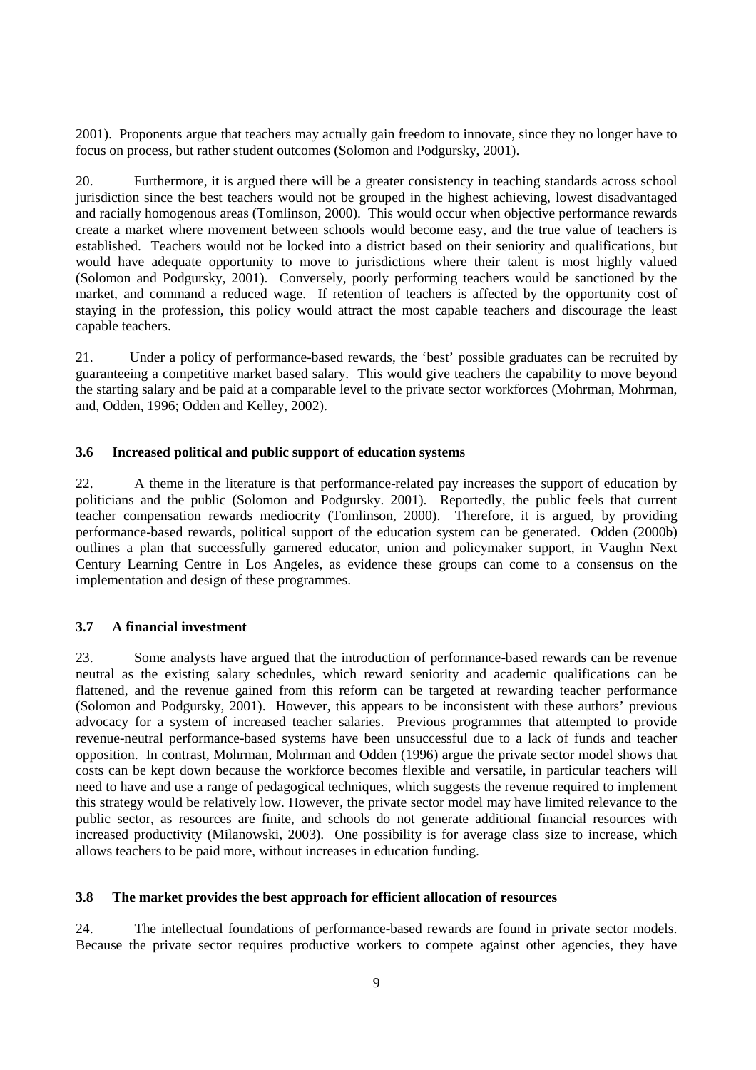2001). Proponents argue that teachers may actually gain freedom to innovate, since they no longer have to focus on process, but rather student outcomes (Solomon and Podgursky, 2001).

20. Furthermore, it is argued there will be a greater consistency in teaching standards across school jurisdiction since the best teachers would not be grouped in the highest achieving, lowest disadvantaged and racially homogenous areas (Tomlinson, 2000). This would occur when objective performance rewards create a market where movement between schools would become easy, and the true value of teachers is established. Teachers would not be locked into a district based on their seniority and qualifications, but would have adequate opportunity to move to jurisdictions where their talent is most highly valued (Solomon and Podgursky, 2001). Conversely, poorly performing teachers would be sanctioned by the market, and command a reduced wage. If retention of teachers is affected by the opportunity cost of staying in the profession, this policy would attract the most capable teachers and discourage the least capable teachers.

21. Under a policy of performance-based rewards, the 'best' possible graduates can be recruited by guaranteeing a competitive market based salary. This would give teachers the capability to move beyond the starting salary and be paid at a comparable level to the private sector workforces (Mohrman, Mohrman, and, Odden, 1996; Odden and Kelley, 2002).

### 3.6 Increased political and public support of education systems

22. A theme in the literature is that performance-related pay increases the support of education by politicians and the public (Solomon and Podgursky. 2001). Reportedly, the public feels that current teacher compensation rewards mediocrity (Tomlinson, 2000). Therefore, it is argued, by providing performance-based rewards, political support of the education system can be generated. Odden (2000b) outlines a plan that successfully garnered educator, union and policymaker support, in Vaughn Next Century Learning Centre in Los Angeles, as evidence these groups can come to a consensus on the implementation and design of these programmes.

### 3.7 A financial investment

23. Some analysts have argued that the introduction of performance-based rewards can be revenue neutral as the existing salary schedules, which reward seniority and academic qualifications can be flattened, and the revenue gained from this reform can be targeted at rewarding teacher performance (Solomon and Podgursky, 2001). However, this appears to be inconsistent with these authors' previous advocacy for a system of increased teacher salaries. Previous programmes that attempted to provide revenue-neutral performance-based systems have been unsuccessful due to a lack of funds and teacher opposition. In contrast, Mohrman, Mohrman and Odden (1996) argue the private sector model shows that costs can be kept down because the workforce becomes flexible and versatile, in particular teachers will need to have and use a range of pedagogical techniques, which suggests the revenue required to implement this strategy would be relatively low. However, the private sector model may have limited relevance to the public sector, as resources are finite, and schools do not generate additional financial resources with increased productivity (Milanowski, 2003). One possibility is for average class size to increase, which allows teachers to be paid more, without increases in education funding.

### 3.8 The market provides the best approach for efficient allocation of resources

24. The intellectual foundations of performance-based rewards are found in private sector models. Because the private sector requires productive workers to compete against other agencies, they have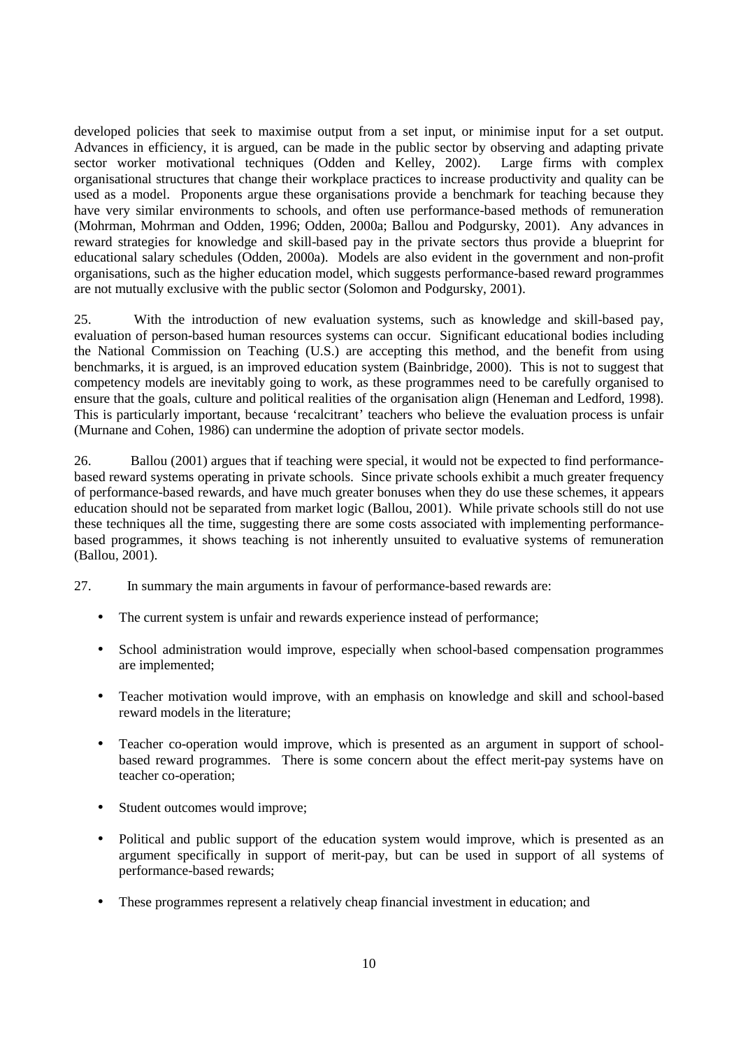developed policies that seek to maximise output from a set input, or minimise input for a set output. Advances in efficiency, it is argued, can be made in the public sector by observing and adapting private sector worker motivational techniques (Odden and Kelley, 2002). Large firms with complex organisational structures that change their workplace practices to increase productivity and quality can be used as a model. Proponents argue these organisations provide a benchmark for teaching because they have very similar environments to schools, and often use performance-based methods of remuneration (Mohrman, Mohrman and Odden, 1996; Odden, 2000a; Ballou and Podgursky, 2001). Any advances in reward strategies for knowledge and skill-based pay in the private sectors thus provide a blueprint for educational salary schedules (Odden, 2000a). Models are also evident in the government and non-profit organisations, such as the higher education model, which suggests performance-based reward programmes are not mutually exclusive with the public sector (Solomon and Podgursky, 2001).

25. With the introduction of new evaluation systems, such as knowledge and skill-based pay, evaluation of person-based human resources systems can occur. Significant educational bodies including the National Commission on Teaching (U.S.) are accepting this method, and the benefit from using benchmarks, it is argued, is an improved education system (Bainbridge, 2000). This is not to suggest that competency models are inevitably going to work, as these programmes need to be carefully organised to ensure that the goals, culture and political realities of the organisation align (Heneman and Ledford, 1998). This is particularly important, because 'recalcitrant' teachers who believe the evaluation process is unfair (Murnane and Cohen, 1986) can undermine the adoption of private sector models.

26. Ballou (2001) argues that if teaching were special, it would not be expected to find performance-based reward systems operating in private schools. Since private schools exhibit a much greater frequency of performance-based rewards, and have much greater bonuses when they do use these schemes, it appears education should not be separated from market logic (Ballou, 2001). While private schools still do not use these techniques all the time, suggesting there are some costs associated with implementing performance-based programmes, it shows teaching is not inherently unsuited to evaluative systems of remuneration (Ballou, 2001).

27. In summary the main arguments in favour of performance-based rewards are:

- The current system is unfair and rewards experience instead of performance;
- School administration would improve, especially when school-based compensation programmes are implemented;
- Teacher motivation would improve, with an emphasis on knowledge and skill and school-based reward models in the literature;
- Teacher co-operation would improve, which is presented as an argument in support of school-based reward programmes. There is some concern about the effect merit-pay systems have on teacher co-operation;
- Student outcomes would improve;
- Political and public support of the education system would improve, which is presented as an argument specifically in support of merit-pay, but can be used in support of all systems of performance-based rewards;
- These programmes represent a relatively cheap financial investment in education; and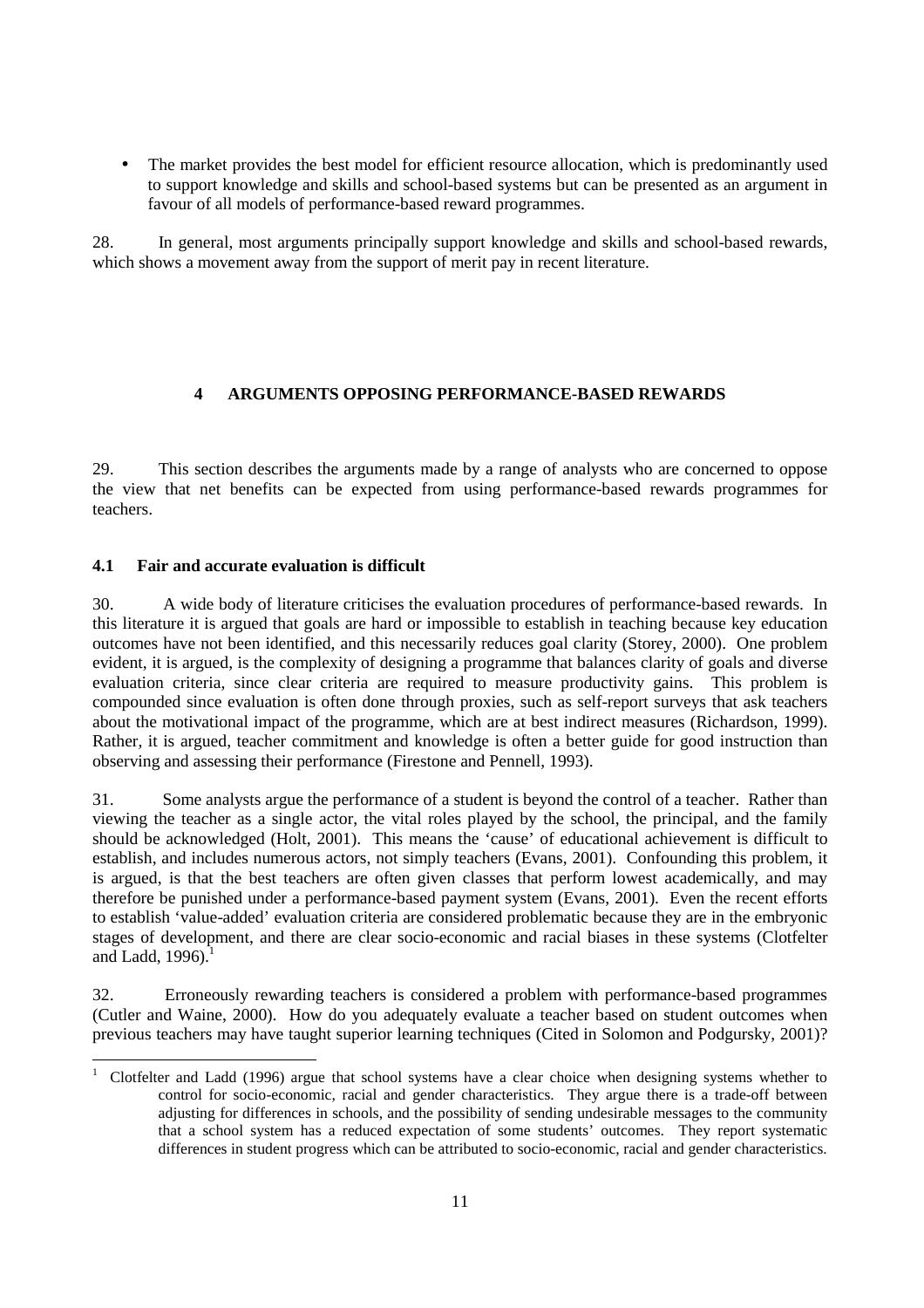- The market provides the best model for efficient resource allocation, which is predominantly used to support knowledge and skills and school-based systems but can be presented as an argument in favour of all models of performance-based reward programmes.

28. In general, most arguments principally support knowledge and skills and school-based rewards, which shows a movement away from the support of merit pay in recent literature.

## 4 ARGUMENTS OPPOSING PERFORMANCE-BASED REWARDS

29. This section describes the arguments made by a range of analysts who are concerned to oppose the view that net benefits can be expected from using performance-based rewards programmes for teachers.

### 4.1 Fair and accurate evaluation is difficult

30. A wide body of literature criticises the evaluation procedures of performance-based rewards. In this literature it is argued that goals are hard or impossible to establish in teaching because key education outcomes have not been identified, and this necessarily reduces goal clarity (Storey, 2000). One problem evident, it is argued, is the complexity of designing a programme that balances clarity of goals and diverse evaluation criteria, since clear criteria are required to measure productivity gains. This problem is compounded since evaluation is often done through proxies, such as self-report surveys that ask teachers about the motivational impact of the programme, which are at best indirect measures (Richardson, 1999). Rather, it is argued, teacher commitment and knowledge is often a better guide for good instruction than observing and assessing their performance (Firestone and Pennell, 1993).

31. Some analysts argue the performance of a student is beyond the control of a teacher. Rather than viewing the teacher as a single actor, the vital roles played by the school, the principal, and the family should be acknowledged (Holt, 2001). This means the 'cause' of educational achievement is difficult to establish, and includes numerous actors, not simply teachers (Evans, 2001). Confounding this problem, it is argued, is that the best teachers are often given classes that perform lowest academically, and may therefore be punished under a performance-based payment system (Evans, 2001). Even the recent efforts to establish 'value-added' evaluation criteria are considered problematic because they are in the embryonic stages of development, and there are clear socio-economic and racial biases in these systems (Clotfelter and Ladd, 1996).[1]

32. Erroneously rewarding teachers is considered a problem with performance-based programmes (Cutler and Waine, 2000). How do you adequately evaluate a teacher based on student outcomes when previous teachers may have taught superior learning techniques (Cited in Solomon and Podgursky, 2001)?

[1] Clotfelter and Ladd (1996) argue that school systems have a clear choice when designing systems whether to control for socio-economic, racial and gender characteristics. They argue there is a trade-off between adjusting for differences in schools, and the possibility of sending undesirable messages to the community that a school system has a reduced expectation of some students' outcomes. They report systematic differences in student progress which can be attributed to socio-economic, racial and gender characteristics.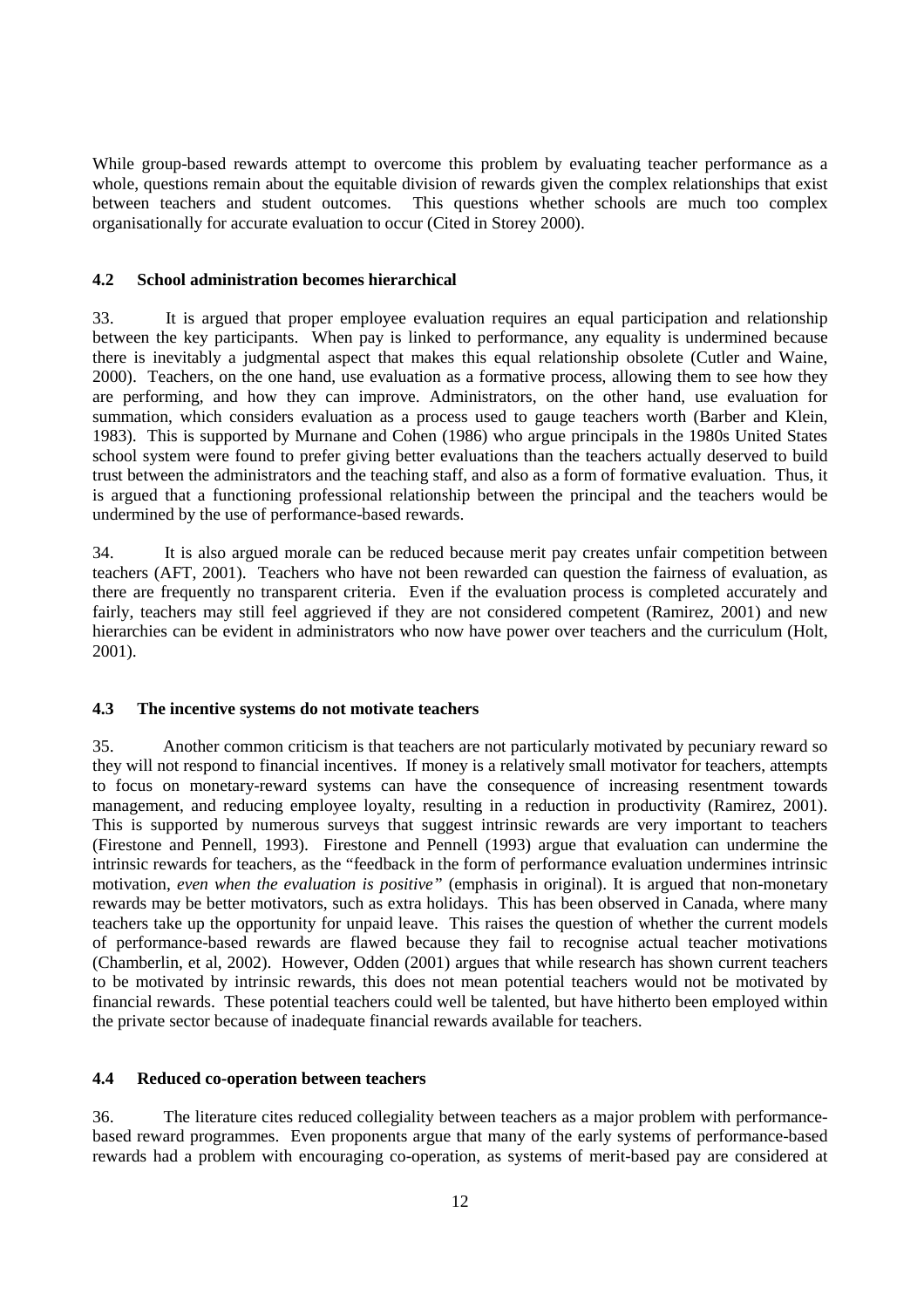While group-based rewards attempt to overcome this problem by evaluating teacher performance as a whole, questions remain about the equitable division of rewards given the complex relationships that exist between teachers and student outcomes. This questions whether schools are much too complex organisationally for accurate evaluation to occur (Cited in Storey 2000).

### 4.2 School administration becomes hierarchical

33. It is argued that proper employee evaluation requires an equal participation and relationship between the key participants. When pay is linked to performance, any equality is undermined because there is inevitably a judgmental aspect that makes this equal relationship obsolete (Cutler and Waine, 2000). Teachers, on the one hand, use evaluation as a formative process, allowing them to see how they are performing, and how they can improve. Administrators, on the other hand, use evaluation for summation, which considers evaluation as a process used to gauge teachers worth (Barber and Klein, 1983). This is supported by Murnane and Cohen (1986) who argue principals in the 1980s United States school system were found to prefer giving better evaluations than the teachers actually deserved to build trust between the administrators and the teaching staff, and also as a form of formative evaluation. Thus, it is argued that a functioning professional relationship between the principal and the teachers would be undermined by the use of performance-based rewards.

34. It is also argued morale can be reduced because merit pay creates unfair competition between teachers (AFT, 2001). Teachers who have not been rewarded can question the fairness of evaluation, as there are frequently no transparent criteria. Even if the evaluation process is completed accurately and fairly, teachers may still feel aggrieved if they are not considered competent (Ramirez, 2001) and new hierarchies can be evident in administrators who now have power over teachers and the curriculum (Holt, 2001).

### 4.3 The incentive systems do not motivate teachers

35. Another common criticism is that teachers are not particularly motivated by pecuniary reward so they will not respond to financial incentives. If money is a relatively small motivator for teachers, attempts to focus on monetary-reward systems can have the consequence of increasing resentment towards management, and reducing employee loyalty, resulting in a reduction in productivity (Ramirez, 2001). This is supported by numerous surveys that suggest intrinsic rewards are very important to teachers (Firestone and Pennell, 1993). Firestone and Pennell (1993) argue that evaluation can undermine the intrinsic rewards for teachers, as the "feedback in the form of performance evaluation undermines intrinsic motivation, *even when the evaluation is positive"* (emphasis in original). It is argued that non-monetary rewards may be better motivators, such as extra holidays. This has been observed in Canada, where many teachers take up the opportunity for unpaid leave. This raises the question of whether the current models of performance-based rewards are flawed because they fail to recognise actual teacher motivations (Chamberlin, et al, 2002). However, Odden (2001) argues that while research has shown current teachers to be motivated by intrinsic rewards, this does not mean potential teachers would not be motivated by financial rewards. These potential teachers could well be talented, but have hitherto been employed within the private sector because of inadequate financial rewards available for teachers.

### 4.4 Reduced co-operation between teachers

36. The literature cites reduced collegiality between teachers as a major problem with performance-based reward programmes. Even proponents argue that many of the early systems of performance-based rewards had a problem with encouraging co-operation, as systems of merit-based pay are considered at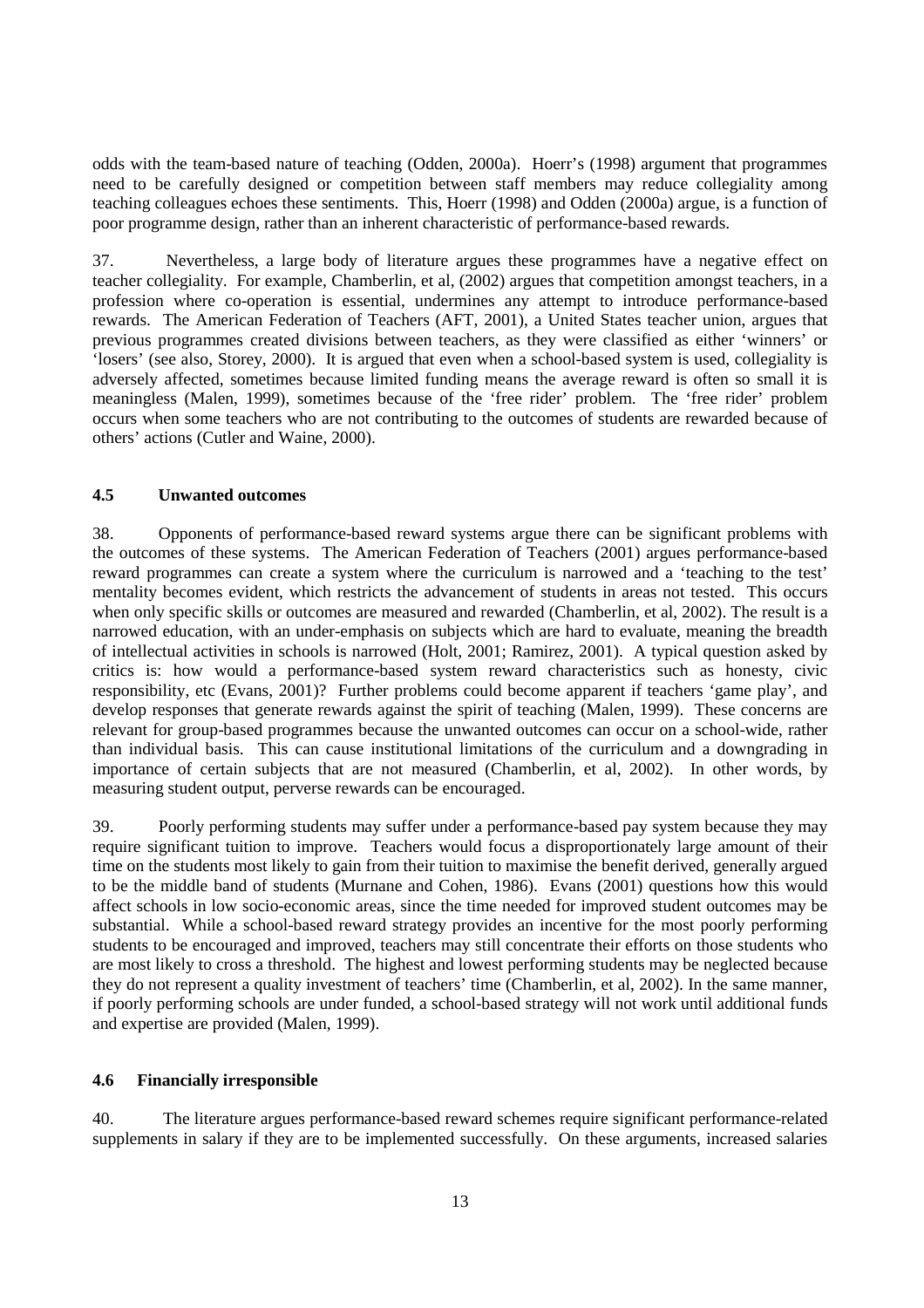odds with the team-based nature of teaching (Odden, 2000a). Hoerr's (1998) argument that programmes need to be carefully designed or competition between staff members may reduce collegiality among teaching colleagues echoes these sentiments. This, Hoerr (1998) and Odden (2000a) argue, is a function of poor programme design, rather than an inherent characteristic of performance-based rewards.

37. Nevertheless, a large body of literature argues these programmes have a negative effect on teacher collegiality. For example, Chamberlin, et al, (2002) argues that competition amongst teachers, in a profession where co-operation is essential, undermines any attempt to introduce performance-based rewards. The American Federation of Teachers (AFT, 2001), a United States teacher union, argues that previous programmes created divisions between teachers, as they were classified as either 'winners' or 'losers' (see also, Storey, 2000). It is argued that even when a school-based system is used, collegiality is adversely affected, sometimes because limited funding means the average reward is often so small it is meaningless (Malen, 1999), sometimes because of the 'free rider' problem. The 'free rider' problem occurs when some teachers who are not contributing to the outcomes of students are rewarded because of others' actions (Cutler and Waine, 2000).

### 4.5 Unwanted outcomes

38. Opponents of performance-based reward systems argue there can be significant problems with the outcomes of these systems. The American Federation of Teachers (2001) argues performance-based reward programmes can create a system where the curriculum is narrowed and a 'teaching to the test' mentality becomes evident, which restricts the advancement of students in areas not tested. This occurs when only specific skills or outcomes are measured and rewarded (Chamberlin, et al, 2002). The result is a narrowed education, with an under-emphasis on subjects which are hard to evaluate, meaning the breadth of intellectual activities in schools is narrowed (Holt, 2001; Ramirez, 2001). A typical question asked by critics is: how would a performance-based system reward characteristics such as honesty, civic responsibility, etc (Evans, 2001)? Further problems could become apparent if teachers 'game play', and develop responses that generate rewards against the spirit of teaching (Malen, 1999). These concerns are relevant for group-based programmes because the unwanted outcomes can occur on a school-wide, rather than individual basis. This can cause institutional limitations of the curriculum and a downgrading in importance of certain subjects that are not measured (Chamberlin, et al, 2002). In other words, by measuring student output, perverse rewards can be encouraged.

39. Poorly performing students may suffer under a performance-based pay system because they may require significant tuition to improve. Teachers would focus a disproportionately large amount of their time on the students most likely to gain from their tuition to maximise the benefit derived, generally argued to be the middle band of students (Murnane and Cohen, 1986). Evans (2001) questions how this would affect schools in low socio-economic areas, since the time needed for improved student outcomes may be substantial. While a school-based reward strategy provides an incentive for the most poorly performing students to be encouraged and improved, teachers may still concentrate their efforts on those students who are most likely to cross a threshold. The highest and lowest performing students may be neglected because they do not represent a quality investment of teachers' time (Chamberlin, et al, 2002). In the same manner, if poorly performing schools are under funded, a school-based strategy will not work until additional funds and expertise are provided (Malen, 1999).

### 4.6 Financially irresponsible

40. The literature argues performance-based reward schemes require significant performance-related supplements in salary if they are to be implemented successfully. On these arguments, increased salaries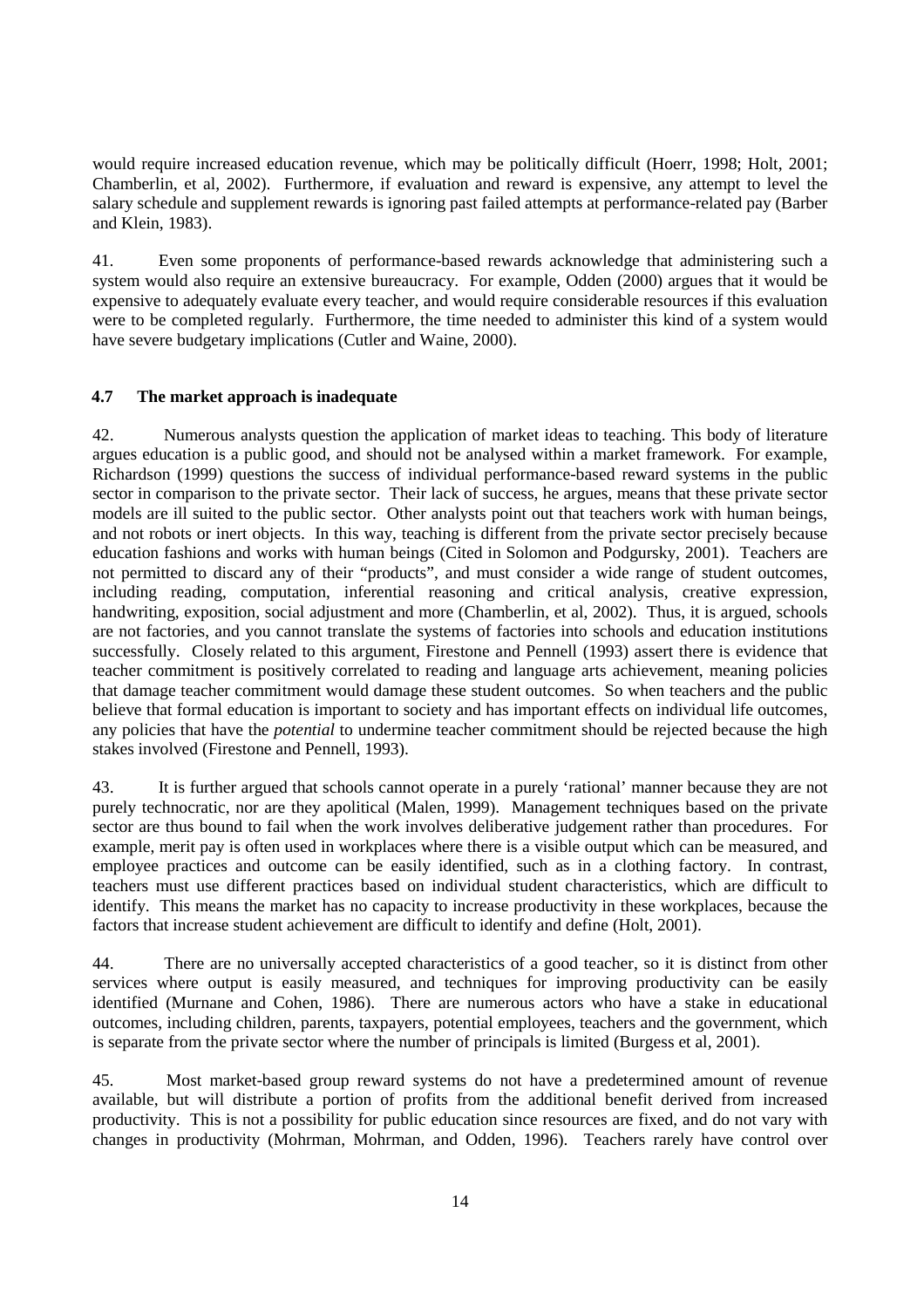would require increased education revenue, which may be politically difficult (Hoerr, 1998; Holt, 2001; Chamberlin, et al, 2002). Furthermore, if evaluation and reward is expensive, any attempt to level the salary schedule and supplement rewards is ignoring past failed attempts at performance-related pay (Barber and Klein, 1983).

41. Even some proponents of performance-based rewards acknowledge that administering such a system would also require an extensive bureaucracy. For example, Odden (2000) argues that it would be expensive to adequately evaluate every teacher, and would require considerable resources if this evaluation were to be completed regularly. Furthermore, the time needed to administer this kind of a system would have severe budgetary implications (Cutler and Waine, 2000).

### 4.7 The market approach is inadequate

42. Numerous analysts question the application of market ideas to teaching. This body of literature argues education is a public good, and should not be analysed within a market framework. For example, Richardson (1999) questions the success of individual performance-based reward systems in the public sector in comparison to the private sector. Their lack of success, he argues, means that these private sector models are ill suited to the public sector. Other analysts point out that teachers work with human beings, and not robots or inert objects. In this way, teaching is different from the private sector precisely because education fashions and works with human beings (Cited in Solomon and Podgursky, 2001). Teachers are not permitted to discard any of their "products", and must consider a wide range of student outcomes, including reading, computation, inferential reasoning and critical analysis, creative expression, handwriting, exposition, social adjustment and more (Chamberlin, et al, 2002). Thus, it is argued, schools are not factories, and you cannot translate the systems of factories into schools and education institutions successfully. Closely related to this argument, Firestone and Pennell (1993) assert there is evidence that teacher commitment is positively correlated to reading and language arts achievement, meaning policies that damage teacher commitment would damage these student outcomes. So when teachers and the public believe that formal education is important to society and has important effects on individual life outcomes, any policies that have the *potential* to undermine teacher commitment should be rejected because the high stakes involved (Firestone and Pennell, 1993).

43. It is further argued that schools cannot operate in a purely 'rational' manner because they are not purely technocratic, nor are they apolitical (Malen, 1999). Management techniques based on the private sector are thus bound to fail when the work involves deliberative judgement rather than procedures. For example, merit pay is often used in workplaces where there is a visible output which can be measured, and employee practices and outcome can be easily identified, such as in a clothing factory. In contrast, teachers must use different practices based on individual student characteristics, which are difficult to identify. This means the market has no capacity to increase productivity in these workplaces, because the factors that increase student achievement are difficult to identify and define (Holt, 2001).

44. There are no universally accepted characteristics of a good teacher, so it is distinct from other services where output is easily measured, and techniques for improving productivity can be easily identified (Murnane and Cohen, 1986). There are numerous actors who have a stake in educational outcomes, including children, parents, taxpayers, potential employees, teachers and the government, which is separate from the private sector where the number of principals is limited (Burgess et al, 2001).

45. Most market-based group reward systems do not have a predetermined amount of revenue available, but will distribute a portion of profits from the additional benefit derived from increased productivity. This is not a possibility for public education since resources are fixed, and do not vary with changes in productivity (Mohrman, Mohrman, and Odden, 1996). Teachers rarely have control over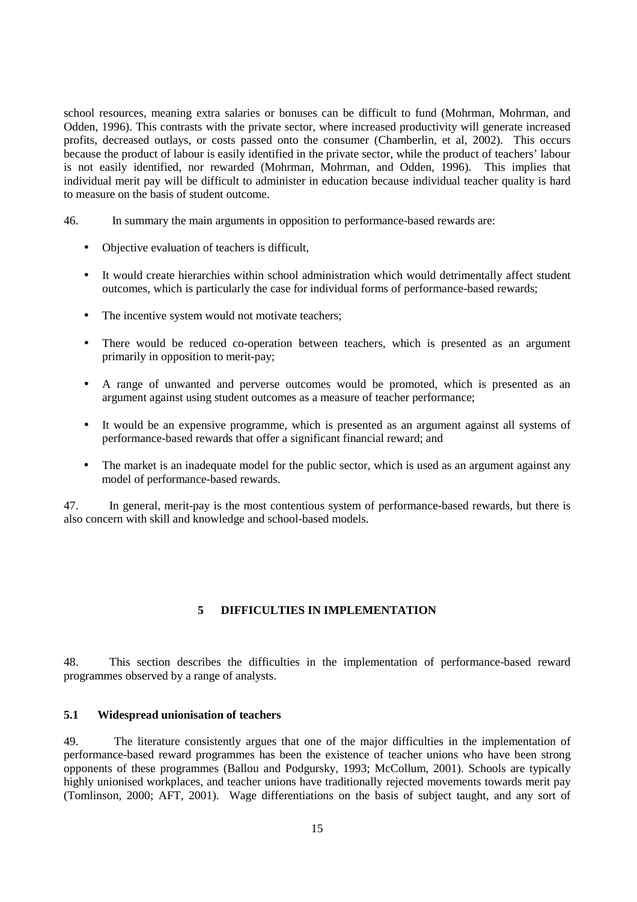school resources, meaning extra salaries or bonuses can be difficult to fund (Mohrman, Mohrman, and Odden, 1996). This contrasts with the private sector, where increased productivity will generate increased profits, decreased outlays, or costs passed onto the consumer (Chamberlin, et al, 2002). This occurs because the product of labour is easily identified in the private sector, while the product of teachers' labour is not easily identified, nor rewarded (Mohrman, Mohrman, and Odden, 1996). This implies that individual merit pay will be difficult to administer in education because individual teacher quality is hard to measure on the basis of student outcome.

46. In summary the main arguments in opposition to performance-based rewards are:

- Objective evaluation of teachers is difficult,
- It would create hierarchies within school administration which would detrimentally affect student outcomes, which is particularly the case for individual forms of performance-based rewards;
- The incentive system would not motivate teachers;
- There would be reduced co-operation between teachers, which is presented as an argument primarily in opposition to merit-pay;
- A range of unwanted and perverse outcomes would be promoted, which is presented as an argument against using student outcomes as a measure of teacher performance;
- It would be an expensive programme, which is presented as an argument against all systems of performance-based rewards that offer a significant financial reward; and
- The market is an inadequate model for the public sector, which is used as an argument against any model of performance-based rewards.

47. In general, merit-pay is the most contentious system of performance-based rewards, but there is also concern with skill and knowledge and school-based models.

## 5 DIFFICULTIES IN IMPLEMENTATION

48. This section describes the difficulties in the implementation of performance-based reward programmes observed by a range of analysts.

### 5.1 Widespread unionisation of teachers

49. The literature consistently argues that one of the major difficulties in the implementation of performance-based reward programmes has been the existence of teacher unions who have been strong opponents of these programmes (Ballou and Podgursky, 1993; McCollum, 2001). Schools are typically highly unionised workplaces, and teacher unions have traditionally rejected movements towards merit pay (Tomlinson, 2000; AFT, 2001). Wage differentiations on the basis of subject taught, and any sort of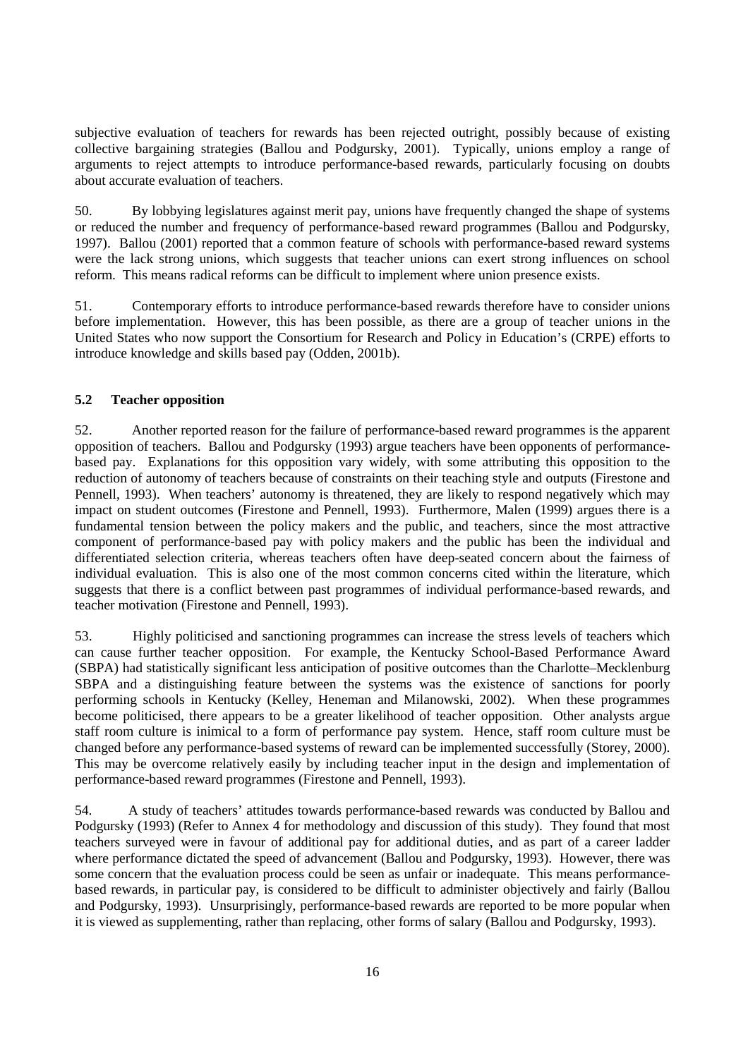subjective evaluation of teachers for rewards has been rejected outright, possibly because of existing collective bargaining strategies (Ballou and Podgursky, 2001). Typically, unions employ a range of arguments to reject attempts to introduce performance-based rewards, particularly focusing on doubts about accurate evaluation of teachers.

50. By lobbying legislatures against merit pay, unions have frequently changed the shape of systems or reduced the number and frequency of performance-based reward programmes (Ballou and Podgursky, 1997). Ballou (2001) reported that a common feature of schools with performance-based reward systems were the lack strong unions, which suggests that teacher unions can exert strong influences on school reform. This means radical reforms can be difficult to implement where union presence exists.

51. Contemporary efforts to introduce performance-based rewards therefore have to consider unions before implementation. However, this has been possible, as there are a group of teacher unions in the United States who now support the Consortium for Research and Policy in Education's (CRPE) efforts to introduce knowledge and skills based pay (Odden, 2001b).

### 5.2 Teacher opposition

52. Another reported reason for the failure of performance-based reward programmes is the apparent opposition of teachers. Ballou and Podgursky (1993) argue teachers have been opponents of performance-based pay. Explanations for this opposition vary widely, with some attributing this opposition to the reduction of autonomy of teachers because of constraints on their teaching style and outputs (Firestone and Pennell, 1993). When teachers' autonomy is threatened, they are likely to respond negatively which may impact on student outcomes (Firestone and Pennell, 1993). Furthermore, Malen (1999) argues there is a fundamental tension between the policy makers and the public, and teachers, since the most attractive component of performance-based pay with policy makers and the public has been the individual and differentiated selection criteria, whereas teachers often have deep-seated concern about the fairness of individual evaluation. This is also one of the most common concerns cited within the literature, which suggests that there is a conflict between past programmes of individual performance-based rewards, and teacher motivation (Firestone and Pennell, 1993).

53. Highly politicised and sanctioning programmes can increase the stress levels of teachers which can cause further teacher opposition. For example, the Kentucky School-Based Performance Award (SBPA) had statistically significant less anticipation of positive outcomes than the Charlotte–Mecklenburg SBPA and a distinguishing feature between the systems was the existence of sanctions for poorly performing schools in Kentucky (Kelley, Heneman and Milanowski, 2002). When these programmes become politicised, there appears to be a greater likelihood of teacher opposition. Other analysts argue staff room culture is inimical to a form of performance pay system. Hence, staff room culture must be changed before any performance-based systems of reward can be implemented successfully (Storey, 2000). This may be overcome relatively easily by including teacher input in the design and implementation of performance-based reward programmes (Firestone and Pennell, 1993).

54. A study of teachers' attitudes towards performance-based rewards was conducted by Ballou and Podgursky (1993) (Refer to Annex 4 for methodology and discussion of this study). They found that most teachers surveyed were in favour of additional pay for additional duties, and as part of a career ladder where performance dictated the speed of advancement (Ballou and Podgursky, 1993). However, there was some concern that the evaluation process could be seen as unfair or inadequate. This means performance-based rewards, in particular pay, is considered to be difficult to administer objectively and fairly (Ballou and Podgursky, 1993). Unsurprisingly, performance-based rewards are reported to be more popular when it is viewed as supplementing, rather than replacing, other forms of salary (Ballou and Podgursky, 1993).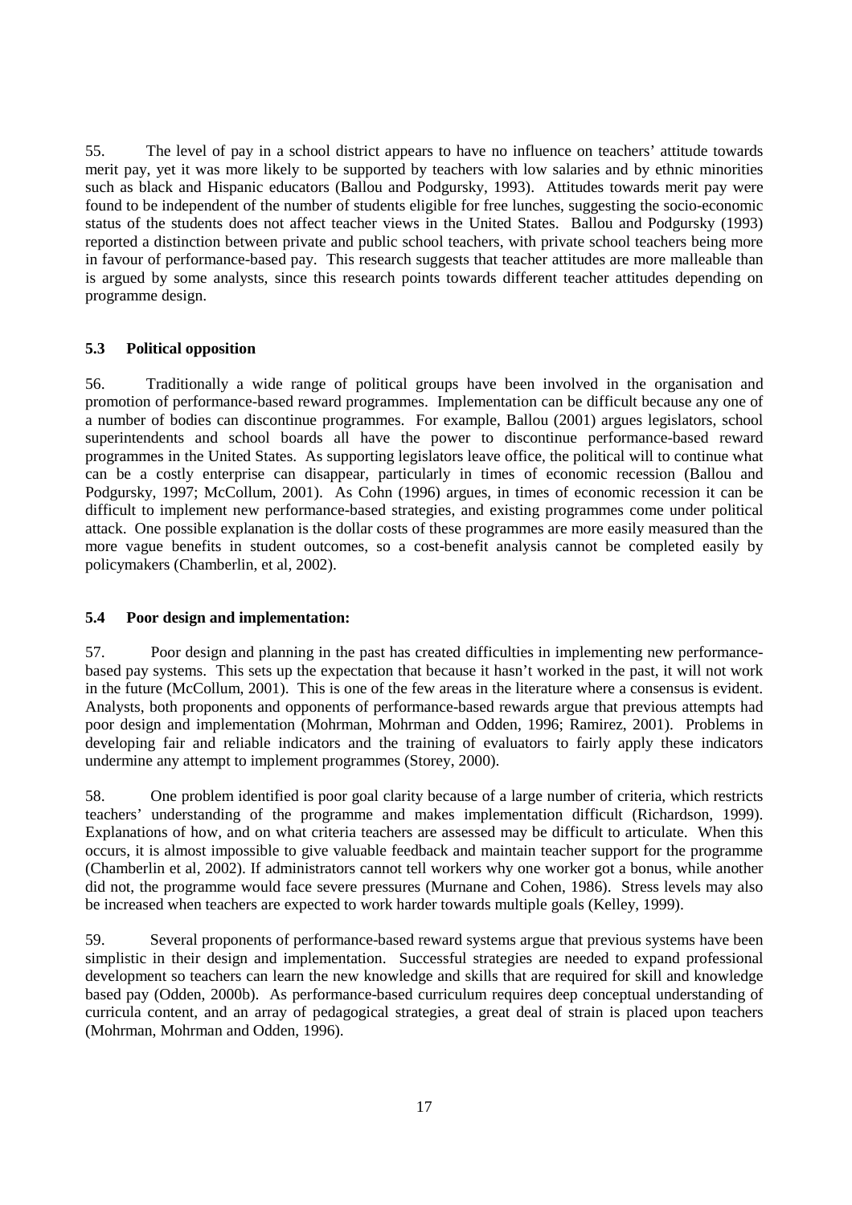55. The level of pay in a school district appears to have no influence on teachers' attitude towards merit pay, yet it was more likely to be supported by teachers with low salaries and by ethnic minorities such as black and Hispanic educators (Ballou and Podgursky, 1993). Attitudes towards merit pay were found to be independent of the number of students eligible for free lunches, suggesting the socio-economic status of the students does not affect teacher views in the United States. Ballou and Podgursky (1993) reported a distinction between private and public school teachers, with private school teachers being more in favour of performance-based pay. This research suggests that teacher attitudes are more malleable than is argued by some analysts, since this research points towards different teacher attitudes depending on programme design.

### 5.3 Political opposition

56. Traditionally a wide range of political groups have been involved in the organisation and promotion of performance-based reward programmes. Implementation can be difficult because any one of a number of bodies can discontinue programmes. For example, Ballou (2001) argues legislators, school superintendents and school boards all have the power to discontinue performance-based reward programmes in the United States. As supporting legislators leave office, the political will to continue what can be a costly enterprise can disappear, particularly in times of economic recession (Ballou and Podgursky, 1997; McCollum, 2001). As Cohn (1996) argues, in times of economic recession it can be difficult to implement new performance-based strategies, and existing programmes come under political attack. One possible explanation is the dollar costs of these programmes are more easily measured than the more vague benefits in student outcomes, so a cost-benefit analysis cannot be completed easily by policymakers (Chamberlin, et al, 2002).

### 5.4 Poor design and implementation:

57. Poor design and planning in the past has created difficulties in implementing new performance-based pay systems. This sets up the expectation that because it hasn't worked in the past, it will not work in the future (McCollum, 2001). This is one of the few areas in the literature where a consensus is evident. Analysts, both proponents and opponents of performance-based rewards argue that previous attempts had poor design and implementation (Mohrman, Mohrman and Odden, 1996; Ramirez, 2001). Problems in developing fair and reliable indicators and the training of evaluators to fairly apply these indicators undermine any attempt to implement programmes (Storey, 2000).

58. One problem identified is poor goal clarity because of a large number of criteria, which restricts teachers' understanding of the programme and makes implementation difficult (Richardson, 1999). Explanations of how, and on what criteria teachers are assessed may be difficult to articulate. When this occurs, it is almost impossible to give valuable feedback and maintain teacher support for the programme (Chamberlin et al, 2002). If administrators cannot tell workers why one worker got a bonus, while another did not, the programme would face severe pressures (Murnane and Cohen, 1986). Stress levels may also be increased when teachers are expected to work harder towards multiple goals (Kelley, 1999).

59. Several proponents of performance-based reward systems argue that previous systems have been simplistic in their design and implementation. Successful strategies are needed to expand professional development so teachers can learn the new knowledge and skills that are required for skill and knowledge based pay (Odden, 2000b). As performance-based curriculum requires deep conceptual understanding of curricula content, and an array of pedagogical strategies, a great deal of strain is placed upon teachers (Mohrman, Mohrman and Odden, 1996).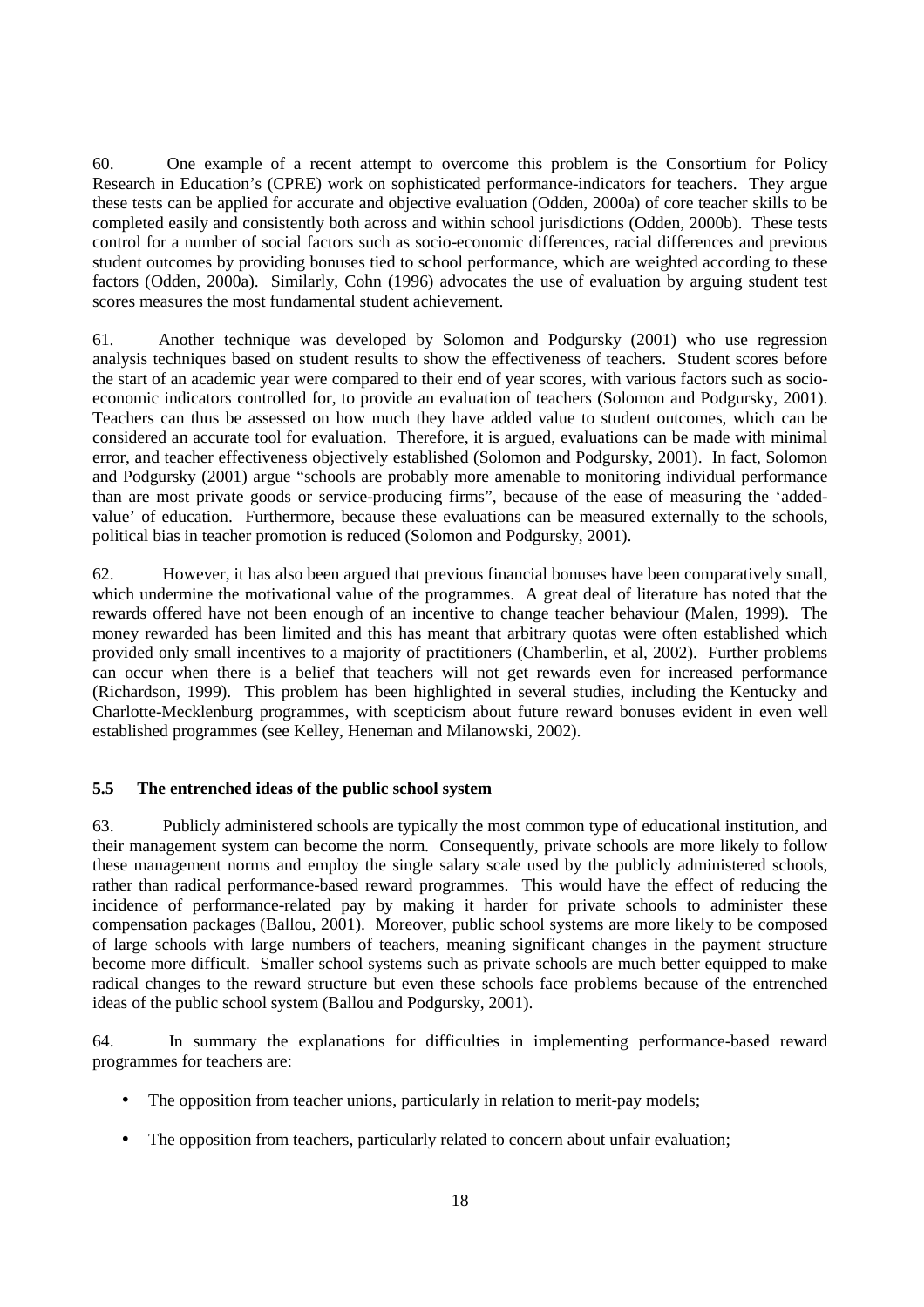60. One example of a recent attempt to overcome this problem is the Consortium for Policy Research in Education's (CPRE) work on sophisticated performance-indicators for teachers. They argue these tests can be applied for accurate and objective evaluation (Odden, 2000a) of core teacher skills to be completed easily and consistently both across and within school jurisdictions (Odden, 2000b). These tests control for a number of social factors such as socio-economic differences, racial differences and previous student outcomes by providing bonuses tied to school performance, which are weighted according to these factors (Odden, 2000a). Similarly, Cohn (1996) advocates the use of evaluation by arguing student test scores measures the most fundamental student achievement.

61. Another technique was developed by Solomon and Podgursky (2001) who use regression analysis techniques based on student results to show the effectiveness of teachers. Student scores before the start of an academic year were compared to their end of year scores, with various factors such as socio-economic indicators controlled for, to provide an evaluation of teachers (Solomon and Podgursky, 2001). Teachers can thus be assessed on how much they have added value to student outcomes, which can be considered an accurate tool for evaluation. Therefore, it is argued, evaluations can be made with minimal error, and teacher effectiveness objectively established (Solomon and Podgursky, 2001). In fact, Solomon and Podgursky (2001) argue "schools are probably more amenable to monitoring individual performance than are most private goods or service-producing firms", because of the ease of measuring the 'added-value' of education. Furthermore, because these evaluations can be measured externally to the schools, political bias in teacher promotion is reduced (Solomon and Podgursky, 2001).

62. However, it has also been argued that previous financial bonuses have been comparatively small, which undermine the motivational value of the programmes. A great deal of literature has noted that the rewards offered have not been enough of an incentive to change teacher behaviour (Malen, 1999). The money rewarded has been limited and this has meant that arbitrary quotas were often established which provided only small incentives to a majority of practitioners (Chamberlin, et al, 2002). Further problems can occur when there is a belief that teachers will not get rewards even for increased performance (Richardson, 1999). This problem has been highlighted in several studies, including the Kentucky and Charlotte-Mecklenburg programmes, with scepticism about future reward bonuses evident in even well established programmes (see Kelley, Heneman and Milanowski, 2002).

### 5.5 The entrenched ideas of the public school system

63. Publicly administered schools are typically the most common type of educational institution, and their management system can become the norm. Consequently, private schools are more likely to follow these management norms and employ the single salary scale used by the publicly administered schools, rather than radical performance-based reward programmes. This would have the effect of reducing the incidence of performance-related pay by making it harder for private schools to administer these compensation packages (Ballou, 2001). Moreover, public school systems are more likely to be composed of large schools with large numbers of teachers, meaning significant changes in the payment structure become more difficult. Smaller school systems such as private schools are much better equipped to make radical changes to the reward structure but even these schools face problems because of the entrenched ideas of the public school system (Ballou and Podgursky, 2001).

64. In summary the explanations for difficulties in implementing performance-based reward programmes for teachers are:

- The opposition from teacher unions, particularly in relation to merit-pay models;
- The opposition from teachers, particularly related to concern about unfair evaluation;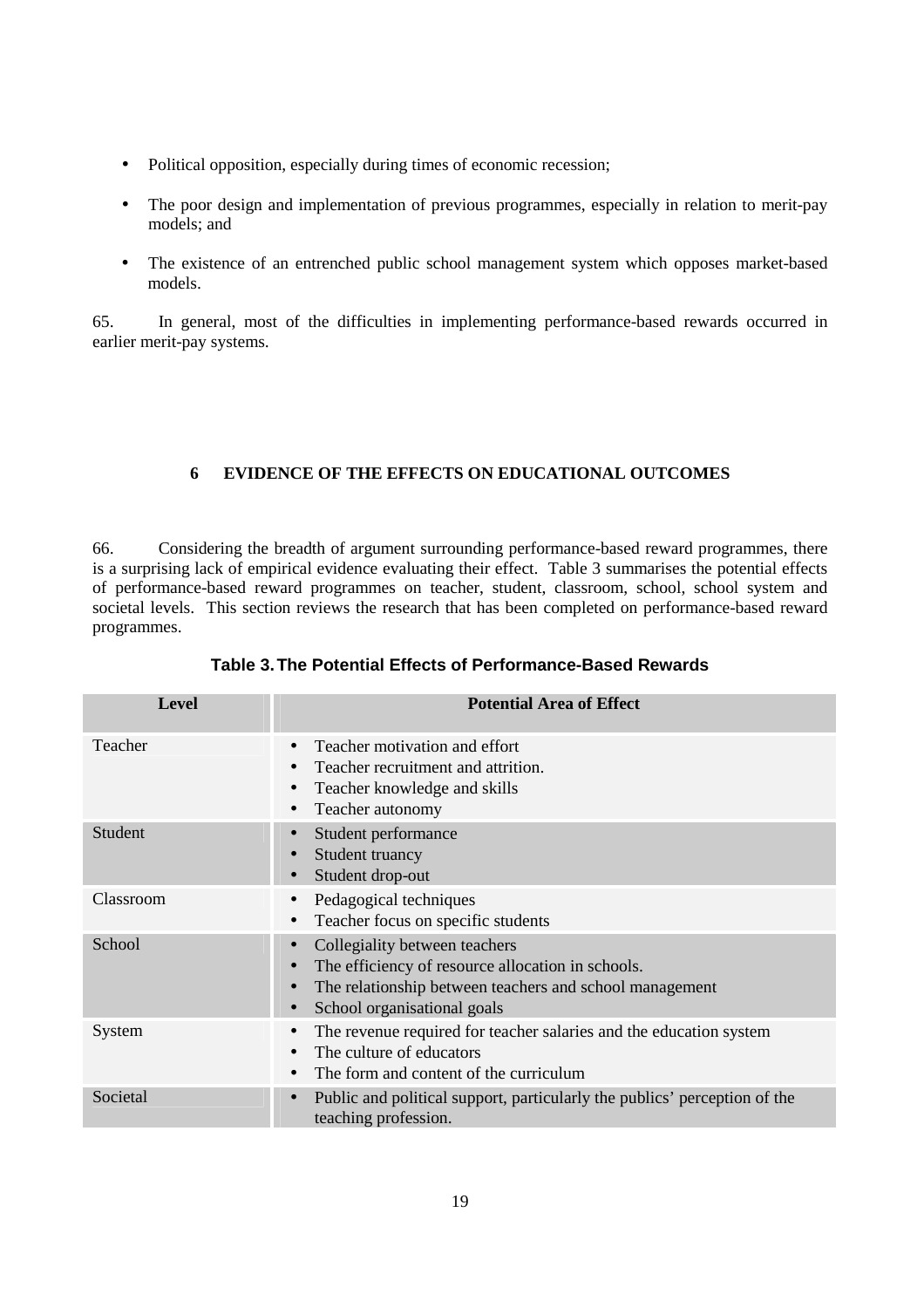- Political opposition, especially during times of economic recession;
- The poor design and implementation of previous programmes, especially in relation to merit-pay models; and
- The existence of an entrenched public school management system which opposes market-based models.

65. In general, most of the difficulties in implementing performance-based rewards occurred in earlier merit-pay systems.

## 6 EVIDENCE OF THE EFFECTS ON EDUCATIONAL OUTCOMES

66. Considering the breadth of argument surrounding performance-based reward programmes, there is a surprising lack of empirical evidence evaluating their effect. Table 3 summarises the potential effects of performance-based reward programmes on teacher, student, classroom, school, school system and societal levels. This section reviews the research that has been completed on performance-based reward programmes.

**Table 3. The Potential Effects of Performance-Based Rewards**

| Level | Potential Area of Effect |
| --- | --- |
| Teacher | • Teacher motivation and effort<br>• Teacher recruitment and attrition.<br>• Teacher knowledge and skills<br>• Teacher autonomy |
| Student | • Student performance<br>• Student truancy<br>• Student drop-out |
| Classroom | • Pedagogical techniques<br>• Teacher focus on specific students |
| School | • Collegiality between teachers<br>• The efficiency of resource allocation in schools.<br>• The relationship between teachers and school management<br>• School organisational goals |
| System | • The revenue required for teacher salaries and the education system<br>• The culture of educators<br>• The form and content of the curriculum |
| Societal | • Public and political support, particularly the publics' perception of the teaching profession. |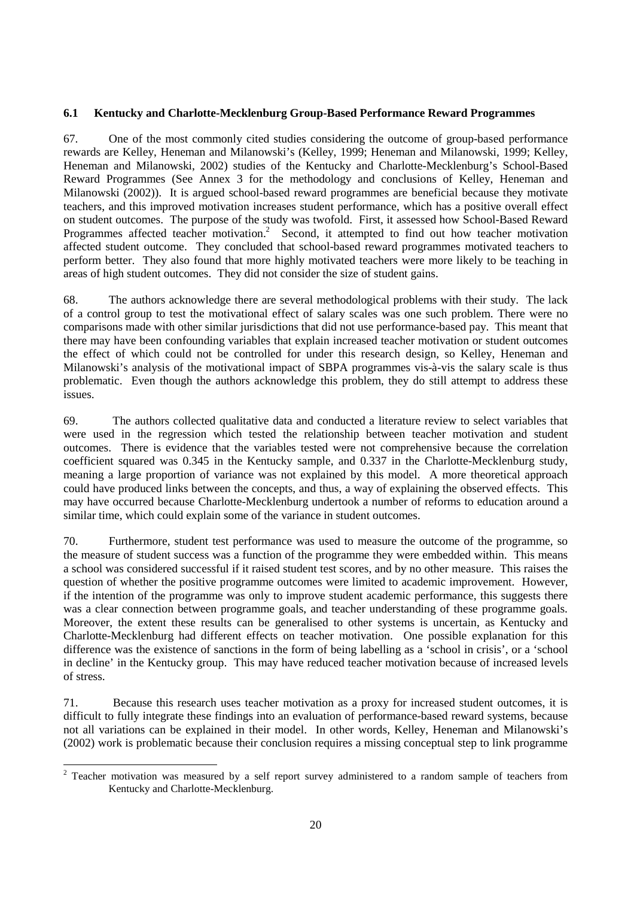### 6.1 Kentucky and Charlotte-Mecklenburg Group-Based Performance Reward Programmes

67. One of the most commonly cited studies considering the outcome of group-based performance rewards are Kelley, Heneman and Milanowski's (Kelley, 1999; Heneman and Milanowski, 1999; Kelley, Heneman and Milanowski, 2002) studies of the Kentucky and Charlotte-Mecklenburg's School-Based Reward Programmes (See Annex 3 for the methodology and conclusions of Kelley, Heneman and Milanowski (2002)). It is argued school-based reward programmes are beneficial because they motivate teachers, and this improved motivation increases student performance, which has a positive overall effect on student outcomes. The purpose of the study was twofold. First, it assessed how School-Based Reward Programmes affected teacher motivation.[2] Second, it attempted to find out how teacher motivation affected student outcome. They concluded that school-based reward programmes motivated teachers to perform better. They also found that more highly motivated teachers were more likely to be teaching in areas of high student outcomes. They did not consider the size of student gains.

68. The authors acknowledge there are several methodological problems with their study. The lack of a control group to test the motivational effect of salary scales was one such problem. There were no comparisons made with other similar jurisdictions that did not use performance-based pay. This meant that there may have been confounding variables that explain increased teacher motivation or student outcomes the effect of which could not be controlled for under this research design, so Kelley, Heneman and Milanowski's analysis of the motivational impact of SBPA programmes vis-à-vis the salary scale is thus problematic. Even though the authors acknowledge this problem, they do still attempt to address these issues.

69. The authors collected qualitative data and conducted a literature review to select variables that were used in the regression which tested the relationship between teacher motivation and student outcomes. There is evidence that the variables tested were not comprehensive because the correlation coefficient squared was 0.345 in the Kentucky sample, and 0.337 in the Charlotte-Mecklenburg study, meaning a large proportion of variance was not explained by this model. A more theoretical approach could have produced links between the concepts, and thus, a way of explaining the observed effects. This may have occurred because Charlotte-Mecklenburg undertook a number of reforms to education around a similar time, which could explain some of the variance in student outcomes.

70. Furthermore, student test performance was used to measure the outcome of the programme, so the measure of student success was a function of the programme they were embedded within. This means a school was considered successful if it raised student test scores, and by no other measure. This raises the question of whether the positive programme outcomes were limited to academic improvement. However, if the intention of the programme was only to improve student academic performance, this suggests there was a clear connection between programme goals, and teacher understanding of these programme goals. Moreover, the extent these results can be generalised to other systems is uncertain, as Kentucky and Charlotte-Mecklenburg had different effects on teacher motivation. One possible explanation for this difference was the existence of sanctions in the form of being labelling as a 'school in crisis', or a 'school in decline' in the Kentucky group. This may have reduced teacher motivation because of increased levels of stress.

71. Because this research uses teacher motivation as a proxy for increased student outcomes, it is difficult to fully integrate these findings into an evaluation of performance-based reward systems, because not all variations can be explained in their model. In other words, Kelley, Heneman and Milanowski's (2002) work is problematic because their conclusion requires a missing conceptual step to link programme

---

[2] Teacher motivation was measured by a self report survey administered to a random sample of teachers from Kentucky and Charlotte-Mecklenburg.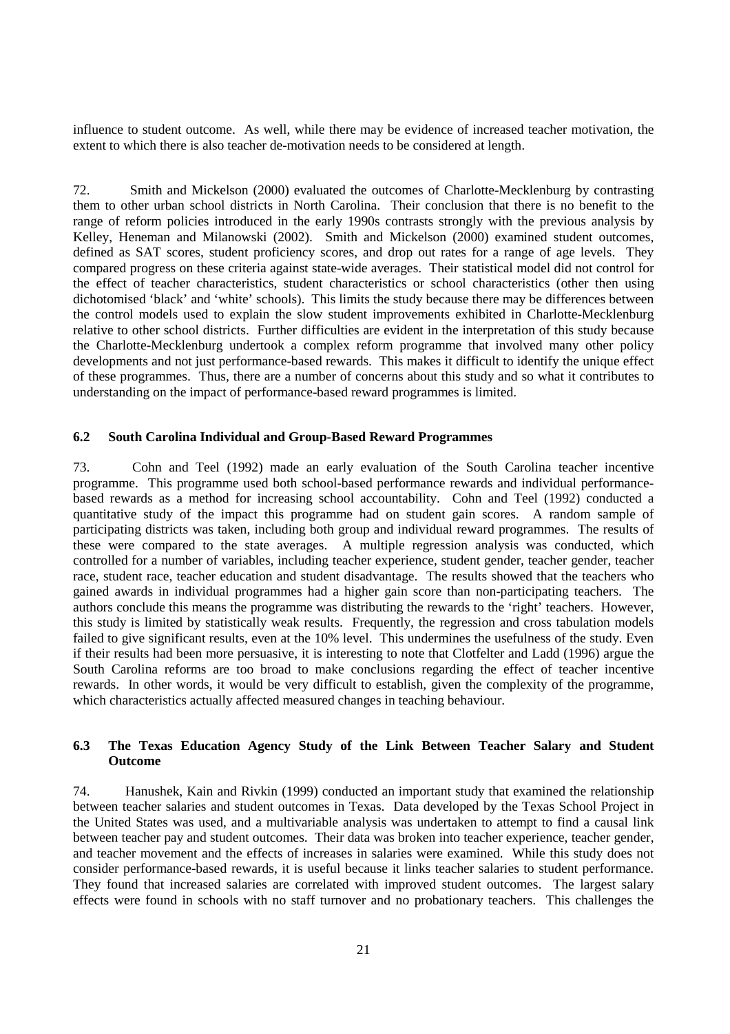influence to student outcome. As well, while there may be evidence of increased teacher motivation, the extent to which there is also teacher de-motivation needs to be considered at length.

72. Smith and Mickelson (2000) evaluated the outcomes of Charlotte-Mecklenburg by contrasting them to other urban school districts in North Carolina. Their conclusion that there is no benefit to the range of reform policies introduced in the early 1990s contrasts strongly with the previous analysis by Kelley, Heneman and Milanowski (2002). Smith and Mickelson (2000) examined student outcomes, defined as SAT scores, student proficiency scores, and drop out rates for a range of age levels. They compared progress on these criteria against state-wide averages. Their statistical model did not control for the effect of teacher characteristics, student characteristics or school characteristics (other then using dichotomised 'black' and 'white' schools). This limits the study because there may be differences between the control models used to explain the slow student improvements exhibited in Charlotte-Mecklenburg relative to other school districts. Further difficulties are evident in the interpretation of this study because the Charlotte-Mecklenburg undertook a complex reform programme that involved many other policy developments and not just performance-based rewards. This makes it difficult to identify the unique effect of these programmes. Thus, there are a number of concerns about this study and so what it contributes to understanding on the impact of performance-based reward programmes is limited.

### 6.2 South Carolina Individual and Group-Based Reward Programmes

73. Cohn and Teel (1992) made an early evaluation of the South Carolina teacher incentive programme. This programme used both school-based performance rewards and individual performance-based rewards as a method for increasing school accountability. Cohn and Teel (1992) conducted a quantitative study of the impact this programme had on student gain scores. A random sample of participating districts was taken, including both group and individual reward programmes. The results of these were compared to the state averages. A multiple regression analysis was conducted, which controlled for a number of variables, including teacher experience, student gender, teacher gender, teacher race, student race, teacher education and student disadvantage. The results showed that the teachers who gained awards in individual programmes had a higher gain score than non-participating teachers. The authors conclude this means the programme was distributing the rewards to the 'right' teachers. However, this study is limited by statistically weak results. Frequently, the regression and cross tabulation models failed to give significant results, even at the 10% level. This undermines the usefulness of the study. Even if their results had been more persuasive, it is interesting to note that Clotfelter and Ladd (1996) argue the South Carolina reforms are too broad to make conclusions regarding the effect of teacher incentive rewards. In other words, it would be very difficult to establish, given the complexity of the programme, which characteristics actually affected measured changes in teaching behaviour.

### 6.3 The Texas Education Agency Study of the Link Between Teacher Salary and Student Outcome

74. Hanushek, Kain and Rivkin (1999) conducted an important study that examined the relationship between teacher salaries and student outcomes in Texas. Data developed by the Texas School Project in the United States was used, and a multivariable analysis was undertaken to attempt to find a causal link between teacher pay and student outcomes. Their data was broken into teacher experience, teacher gender, and teacher movement and the effects of increases in salaries were examined. While this study does not consider performance-based rewards, it is useful because it links teacher salaries to student performance. They found that increased salaries are correlated with improved student outcomes. The largest salary effects were found in schools with no staff turnover and no probationary teachers. This challenges the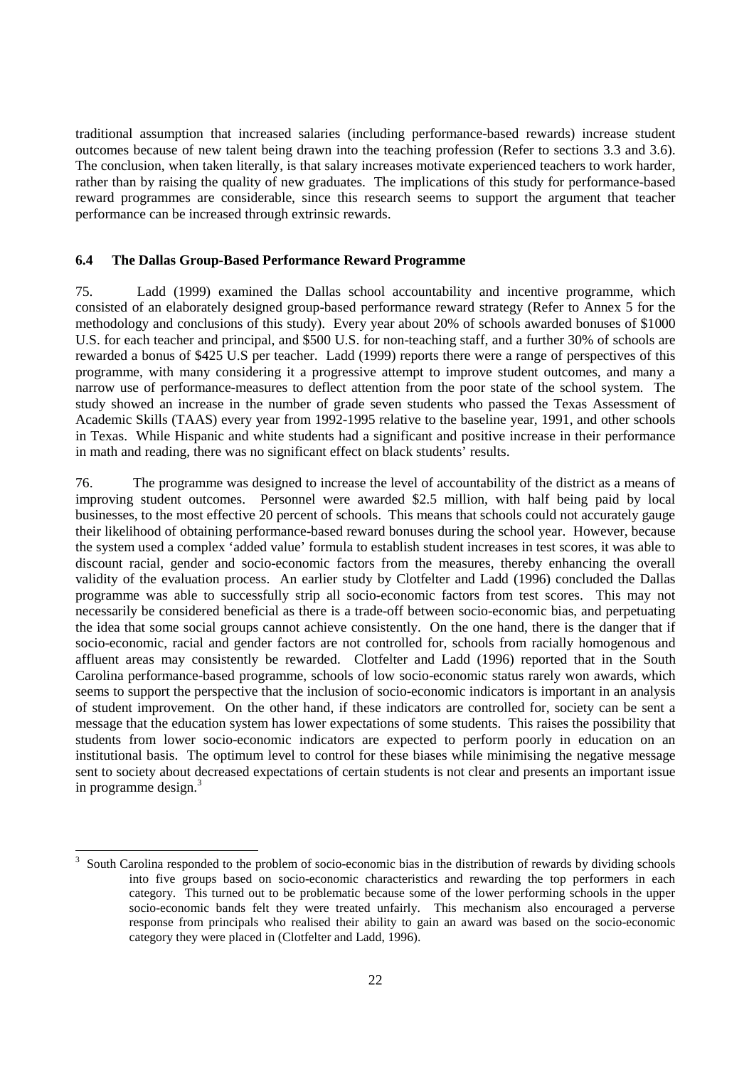traditional assumption that increased salaries (including performance-based rewards) increase student outcomes because of new talent being drawn into the teaching profession (Refer to sections 3.3 and 3.6). The conclusion, when taken literally, is that salary increases motivate experienced teachers to work harder, rather than by raising the quality of new graduates. The implications of this study for performance-based reward programmes are considerable, since this research seems to support the argument that teacher performance can be increased through extrinsic rewards.

### 6.4 The Dallas Group-Based Performance Reward Programme

75. Ladd (1999) examined the Dallas school accountability and incentive programme, which consisted of an elaborately designed group-based performance reward strategy (Refer to Annex 5 for the methodology and conclusions of this study). Every year about 20% of schools awarded bonuses of \$1000 U.S. for each teacher and principal, and \$500 U.S. for non-teaching staff, and a further 30% of schools are rewarded a bonus of \$425 U.S per teacher. Ladd (1999) reports there were a range of perspectives of this programme, with many considering it a progressive attempt to improve student outcomes, and many a narrow use of performance-measures to deflect attention from the poor state of the school system. The study showed an increase in the number of grade seven students who passed the Texas Assessment of Academic Skills (TAAS) every year from 1992-1995 relative to the baseline year, 1991, and other schools in Texas. While Hispanic and white students had a significant and positive increase in their performance in math and reading, there was no significant effect on black students' results.

76. The programme was designed to increase the level of accountability of the district as a means of improving student outcomes. Personnel were awarded \$2.5 million, with half being paid by local businesses, to the most effective 20 percent of schools. This means that schools could not accurately gauge their likelihood of obtaining performance-based reward bonuses during the school year. However, because the system used a complex 'added value' formula to establish student increases in test scores, it was able to discount racial, gender and socio-economic factors from the measures, thereby enhancing the overall validity of the evaluation process. An earlier study by Clotfelter and Ladd (1996) concluded the Dallas programme was able to successfully strip all socio-economic factors from test scores. This may not necessarily be considered beneficial as there is a trade-off between socio-economic bias, and perpetuating the idea that some social groups cannot achieve consistently. On the one hand, there is the danger that if socio-economic, racial and gender factors are not controlled for, schools from racially homogenous and affluent areas may consistently be rewarded. Clotfelter and Ladd (1996) reported that in the South Carolina performance-based programme, schools of low socio-economic status rarely won awards, which seems to support the perspective that the inclusion of socio-economic indicators is important in an analysis of student improvement. On the other hand, if these indicators are controlled for, society can be sent a message that the education system has lower expectations of some students. This raises the possibility that students from lower socio-economic indicators are expected to perform poorly in education on an institutional basis. The optimum level to control for these biases while minimising the negative message sent to society about decreased expectations of certain students is not clear and presents an important issue in programme design.[3]

---

[3] South Carolina responded to the problem of socio-economic bias in the distribution of rewards by dividing schools into five groups based on socio-economic characteristics and rewarding the top performers in each category. This turned out to be problematic because some of the lower performing schools in the upper socio-economic bands felt they were treated unfairly. This mechanism also encouraged a perverse response from principals who realised their ability to gain an award was based on the socio-economic category they were placed in (Clotfelter and Ladd, 1996).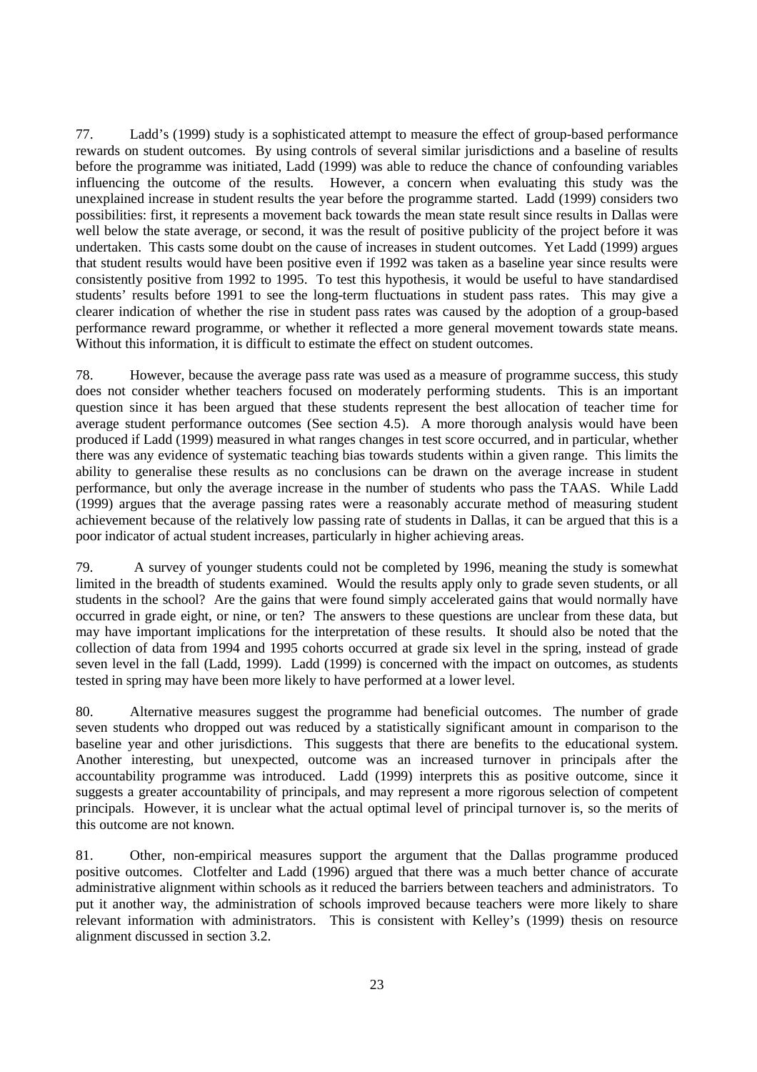77. Ladd's (1999) study is a sophisticated attempt to measure the effect of group-based performance rewards on student outcomes. By using controls of several similar jurisdictions and a baseline of results before the programme was initiated, Ladd (1999) was able to reduce the chance of confounding variables influencing the outcome of the results. However, a concern when evaluating this study was the unexplained increase in student results the year before the programme started. Ladd (1999) considers two possibilities: first, it represents a movement back towards the mean state result since results in Dallas were well below the state average, or second, it was the result of positive publicity of the project before it was undertaken. This casts some doubt on the cause of increases in student outcomes. Yet Ladd (1999) argues that student results would have been positive even if 1992 was taken as a baseline year since results were consistently positive from 1992 to 1995. To test this hypothesis, it would be useful to have standardised students' results before 1991 to see the long-term fluctuations in student pass rates. This may give a clearer indication of whether the rise in student pass rates was caused by the adoption of a group-based performance reward programme, or whether it reflected a more general movement towards state means. Without this information, it is difficult to estimate the effect on student outcomes.

78. However, because the average pass rate was used as a measure of programme success, this study does not consider whether teachers focused on moderately performing students. This is an important question since it has been argued that these students represent the best allocation of teacher time for average student performance outcomes (See section 4.5). A more thorough analysis would have been produced if Ladd (1999) measured in what ranges changes in test score occurred, and in particular, whether there was any evidence of systematic teaching bias towards students within a given range. This limits the ability to generalise these results as no conclusions can be drawn on the average increase in student performance, but only the average increase in the number of students who pass the TAAS. While Ladd (1999) argues that the average passing rates were a reasonably accurate method of measuring student achievement because of the relatively low passing rate of students in Dallas, it can be argued that this is a poor indicator of actual student increases, particularly in higher achieving areas.

79. A survey of younger students could not be completed by 1996, meaning the study is somewhat limited in the breadth of students examined. Would the results apply only to grade seven students, or all students in the school? Are the gains that were found simply accelerated gains that would normally have occurred in grade eight, or nine, or ten? The answers to these questions are unclear from these data, but may have important implications for the interpretation of these results. It should also be noted that the collection of data from 1994 and 1995 cohorts occurred at grade six level in the spring, instead of grade seven level in the fall (Ladd, 1999). Ladd (1999) is concerned with the impact on outcomes, as students tested in spring may have been more likely to have performed at a lower level.

80. Alternative measures suggest the programme had beneficial outcomes. The number of grade seven students who dropped out was reduced by a statistically significant amount in comparison to the baseline year and other jurisdictions. This suggests that there are benefits to the educational system. Another interesting, but unexpected, outcome was an increased turnover in principals after the accountability programme was introduced. Ladd (1999) interprets this as positive outcome, since it suggests a greater accountability of principals, and may represent a more rigorous selection of competent principals. However, it is unclear what the actual optimal level of principal turnover is, so the merits of this outcome are not known.

81. Other, non-empirical measures support the argument that the Dallas programme produced positive outcomes. Clotfelter and Ladd (1996) argued that there was a much better chance of accurate administrative alignment within schools as it reduced the barriers between teachers and administrators. To put it another way, the administration of schools improved because teachers were more likely to share relevant information with administrators. This is consistent with Kelley's (1999) thesis on resource alignment discussed in section 3.2.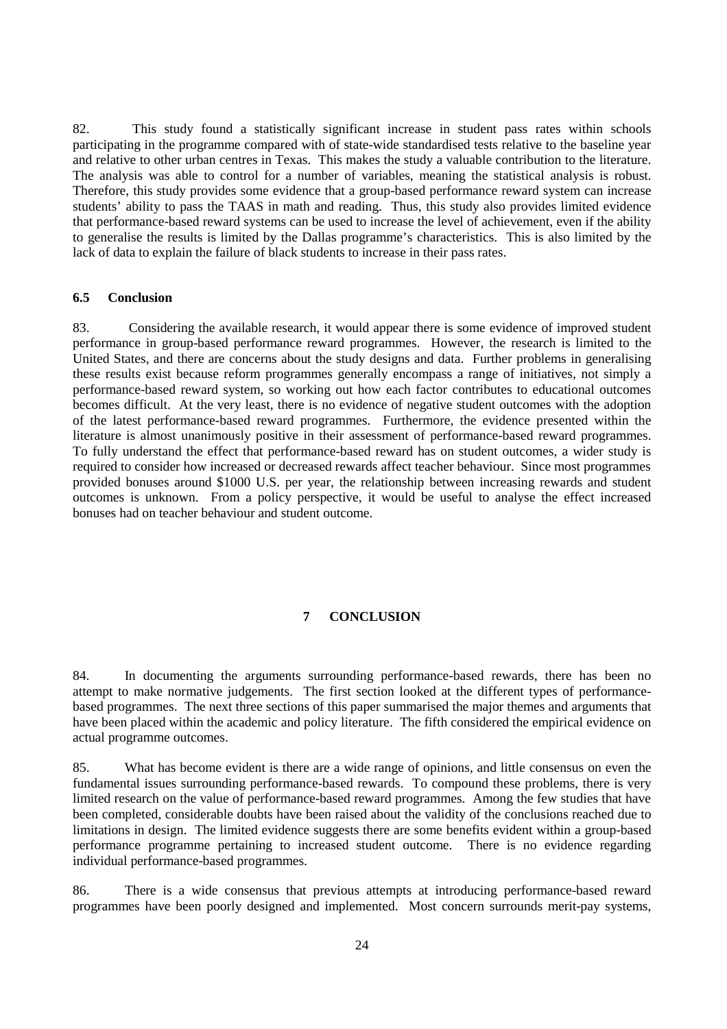82. This study found a statistically significant increase in student pass rates within schools participating in the programme compared with of state-wide standardised tests relative to the baseline year and relative to other urban centres in Texas. This makes the study a valuable contribution to the literature. The analysis was able to control for a number of variables, meaning the statistical analysis is robust. Therefore, this study provides some evidence that a group-based performance reward system can increase students' ability to pass the TAAS in math and reading. Thus, this study also provides limited evidence that performance-based reward systems can be used to increase the level of achievement, even if the ability to generalise the results is limited by the Dallas programme's characteristics. This is also limited by the lack of data to explain the failure of black students to increase in their pass rates.

### 6.5 Conclusion

83. Considering the available research, it would appear there is some evidence of improved student performance in group-based performance reward programmes. However, the research is limited to the United States, and there are concerns about the study designs and data. Further problems in generalising these results exist because reform programmes generally encompass a range of initiatives, not simply a performance-based reward system, so working out how each factor contributes to educational outcomes becomes difficult. At the very least, there is no evidence of negative student outcomes with the adoption of the latest performance-based reward programmes. Furthermore, the evidence presented within the literature is almost unanimously positive in their assessment of performance-based reward programmes. To fully understand the effect that performance-based reward has on student outcomes, a wider study is required to consider how increased or decreased rewards affect teacher behaviour. Since most programmes provided bonuses around $1000 U.S. per year, the relationship between increasing rewards and student outcomes is unknown. From a policy perspective, it would be useful to analyse the effect increased bonuses had on teacher behaviour and student outcome.

## 7 CONCLUSION

84. In documenting the arguments surrounding performance-based rewards, there has been no attempt to make normative judgements. The first section looked at the different types of performance-based programmes. The next three sections of this paper summarised the major themes and arguments that have been placed within the academic and policy literature. The fifth considered the empirical evidence on actual programme outcomes.

85. What has become evident is there are a wide range of opinions, and little consensus on even the fundamental issues surrounding performance-based rewards. To compound these problems, there is very limited research on the value of performance-based reward programmes. Among the few studies that have been completed, considerable doubts have been raised about the validity of the conclusions reached due to limitations in design. The limited evidence suggests there are some benefits evident within a group-based performance programme pertaining to increased student outcome. There is no evidence regarding individual performance-based programmes.

86. There is a wide consensus that previous attempts at introducing performance-based reward programmes have been poorly designed and implemented. Most concern surrounds merit-pay systems,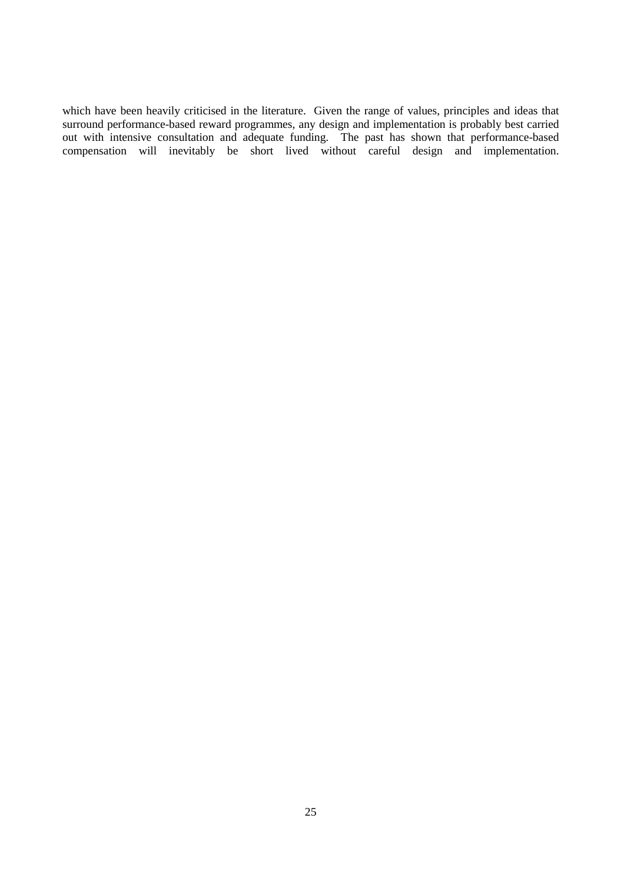which have been heavily criticised in the literature. Given the range of values, principles and ideas that surround performance-based reward programmes, any design and implementation is probably best carried out with intensive consultation and adequate funding. The past has shown that performance-based compensation will inevitably be short lived without careful design and implementation.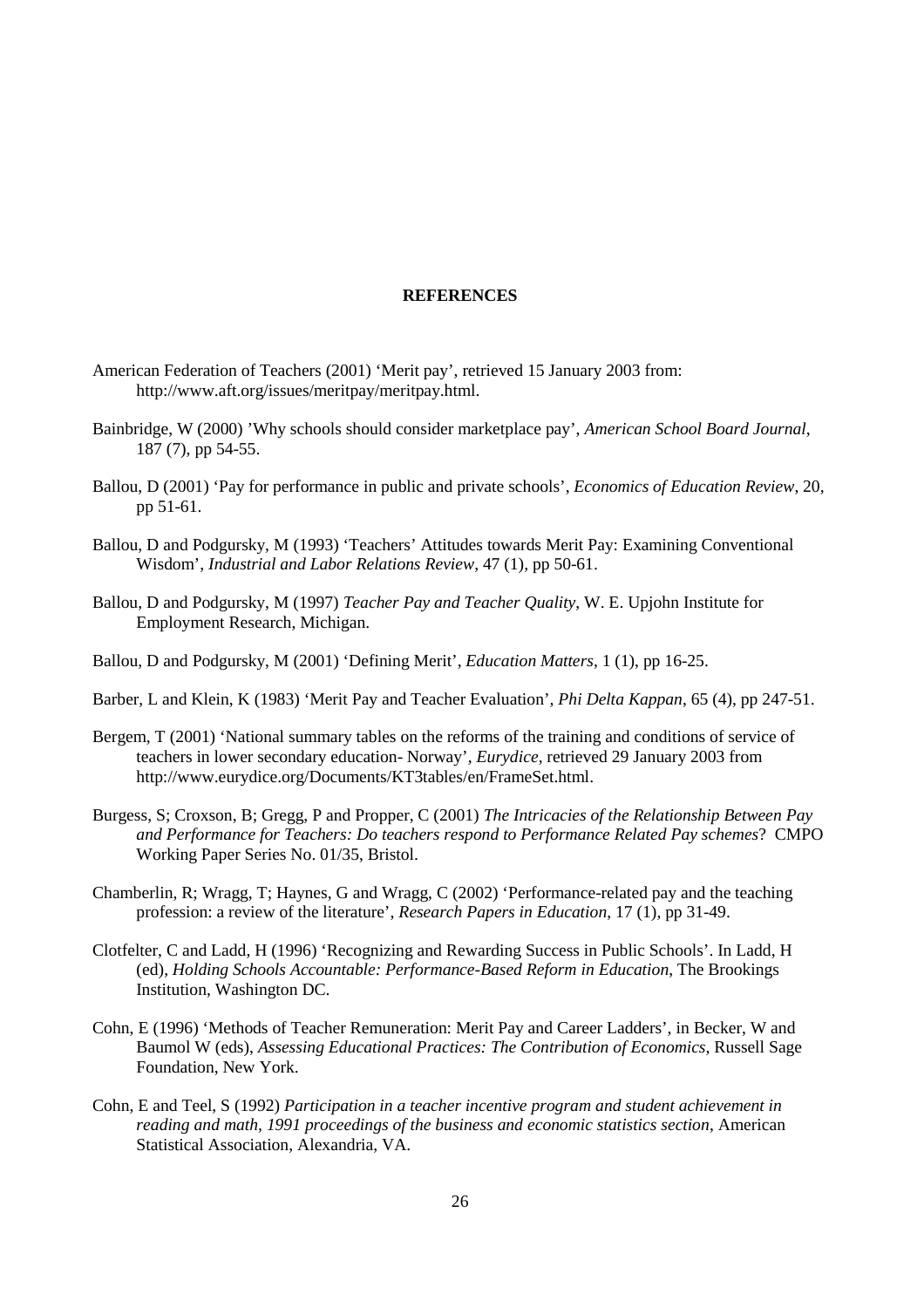**REFERENCES**

American Federation of Teachers (2001) 'Merit pay', retrieved 15 January 2003 from: http://www.aft.org/issues/meritpay/meritpay.html.

Bainbridge, W (2000) 'Why schools should consider marketplace pay', *American School Board Journal*, 187 (7), pp 54-55.

Ballou, D (2001) 'Pay for performance in public and private schools', *Economics of Education Review*, 20, pp 51-61.

Ballou, D and Podgursky, M (1993) 'Teachers' Attitudes towards Merit Pay: Examining Conventional Wisdom', *Industrial and Labor Relations Review*, 47 (1), pp 50-61.

Ballou, D and Podgursky, M (1997) *Teacher Pay and Teacher Quality*, W. E. Upjohn Institute for Employment Research, Michigan.

Ballou, D and Podgursky, M (2001) 'Defining Merit', *Education Matters*, 1 (1), pp 16-25.

Barber, L and Klein, K (1983) 'Merit Pay and Teacher Evaluation', *Phi Delta Kappan*, 65 (4), pp 247-51.

Bergem, T (2001) 'National summary tables on the reforms of the training and conditions of service of teachers in lower secondary education- Norway', *Eurydice*, retrieved 29 January 2003 from http://www.eurydice.org/Documents/KT3tables/en/FrameSet.html.

Burgess, S; Croxson, B; Gregg, P and Propper, C (2001) *The Intricacies of the Relationship Between Pay and Performance for Teachers: Do teachers respond to Performance Related Pay schemes*? CMPO Working Paper Series No. 01/35, Bristol.

Chamberlin, R; Wragg, T; Haynes, G and Wragg, C (2002) 'Performance-related pay and the teaching profession: a review of the literature', *Research Papers in Education*, 17 (1), pp 31-49.

Clotfelter, C and Ladd, H (1996) 'Recognizing and Rewarding Success in Public Schools'. In Ladd, H (ed), *Holding Schools Accountable: Performance-Based Reform in Education*, The Brookings Institution, Washington DC.

Cohn, E (1996) 'Methods of Teacher Remuneration: Merit Pay and Career Ladders', in Becker, W and Baumol W (eds), *Assessing Educational Practices: The Contribution of Economics*, Russell Sage Foundation, New York.

Cohn, E and Teel, S (1992) *Participation in a teacher incentive program and student achievement in reading and math, 1991 proceedings of the business and economic statistics section*, American Statistical Association, Alexandria, VA.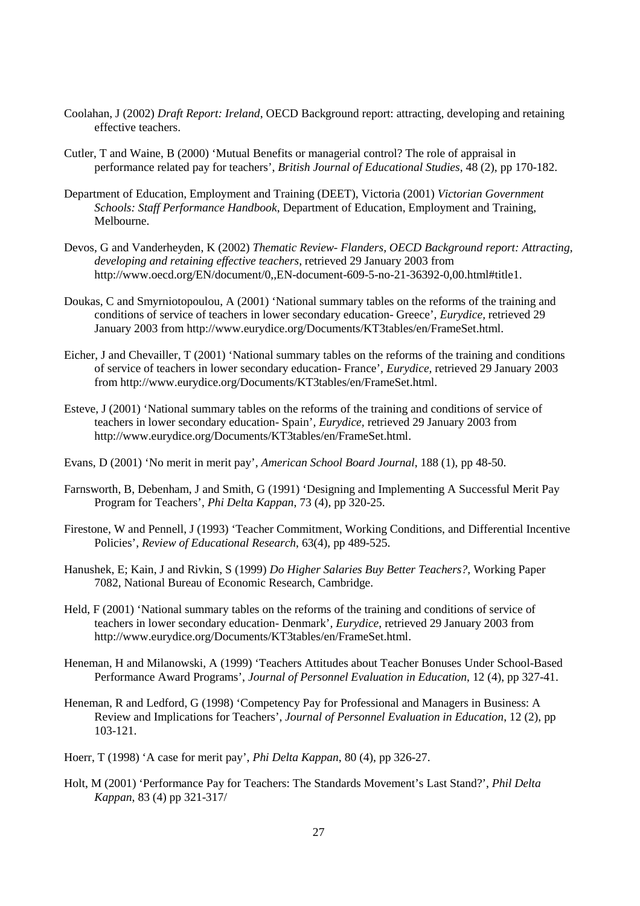Coolahan, J (2002) *Draft Report: Ireland*, OECD Background report: attracting, developing and retaining effective teachers.

Cutler, T and Waine, B (2000) 'Mutual Benefits or managerial control? The role of appraisal in performance related pay for teachers', *British Journal of Educational Studies*, 48 (2), pp 170-182.

Department of Education, Employment and Training (DEET), Victoria (2001) *Victorian Government Schools: Staff Performance Handbook*, Department of Education, Employment and Training, Melbourne.

Devos, G and Vanderheyden, K (2002) *Thematic Review- Flanders, OECD Background report: Attracting, developing and retaining effective teachers*, retrieved 29 January 2003 from http://www.oecd.org/EN/document/0,,EN-document-609-5-no-21-36392-0,00.html#title1.

Doukas, C and Smyrniotopoulou, A (2001) 'National summary tables on the reforms of the training and conditions of service of teachers in lower secondary education- Greece', *Eurydice*, retrieved 29 January 2003 from http://www.eurydice.org/Documents/KT3tables/en/FrameSet.html.

Eicher, J and Chevailler, T (2001) 'National summary tables on the reforms of the training and conditions of service of teachers in lower secondary education- France', *Eurydice*, retrieved 29 January 2003 from http://www.eurydice.org/Documents/KT3tables/en/FrameSet.html.

Esteve, J (2001) 'National summary tables on the reforms of the training and conditions of service of teachers in lower secondary education- Spain', *Eurydice*, retrieved 29 January 2003 from http://www.eurydice.org/Documents/KT3tables/en/FrameSet.html.

Evans, D (2001) 'No merit in merit pay', *American School Board Journal*, 188 (1), pp 48-50.

Farnsworth, B, Debenham, J and Smith, G (1991) 'Designing and Implementing A Successful Merit Pay Program for Teachers', *Phi Delta Kappan*, 73 (4), pp 320-25.

Firestone, W and Pennell, J (1993) 'Teacher Commitment, Working Conditions, and Differential Incentive Policies', *Review of Educational Research*, 63(4), pp 489-525.

Hanushek, E; Kain, J and Rivkin, S (1999) *Do Higher Salaries Buy Better Teachers?*, Working Paper 7082, National Bureau of Economic Research, Cambridge.

Held, F (2001) 'National summary tables on the reforms of the training and conditions of service of teachers in lower secondary education- Denmark', *Eurydice*, retrieved 29 January 2003 from http://www.eurydice.org/Documents/KT3tables/en/FrameSet.html.

Heneman, H and Milanowski, A (1999) 'Teachers Attitudes about Teacher Bonuses Under School-Based Performance Award Programs', *Journal of Personnel Evaluation in Education*, 12 (4), pp 327-41.

Heneman, R and Ledford, G (1998) 'Competency Pay for Professional and Managers in Business: A Review and Implications for Teachers', *Journal of Personnel Evaluation in Education*, 12 (2), pp 103-121.

Hoerr, T (1998) 'A case for merit pay', *Phi Delta Kappan*, 80 (4), pp 326-27.

Holt, M (2001) 'Performance Pay for Teachers: The Standards Movement's Last Stand?', *Phil Delta Kappan*, 83 (4) pp 321-317/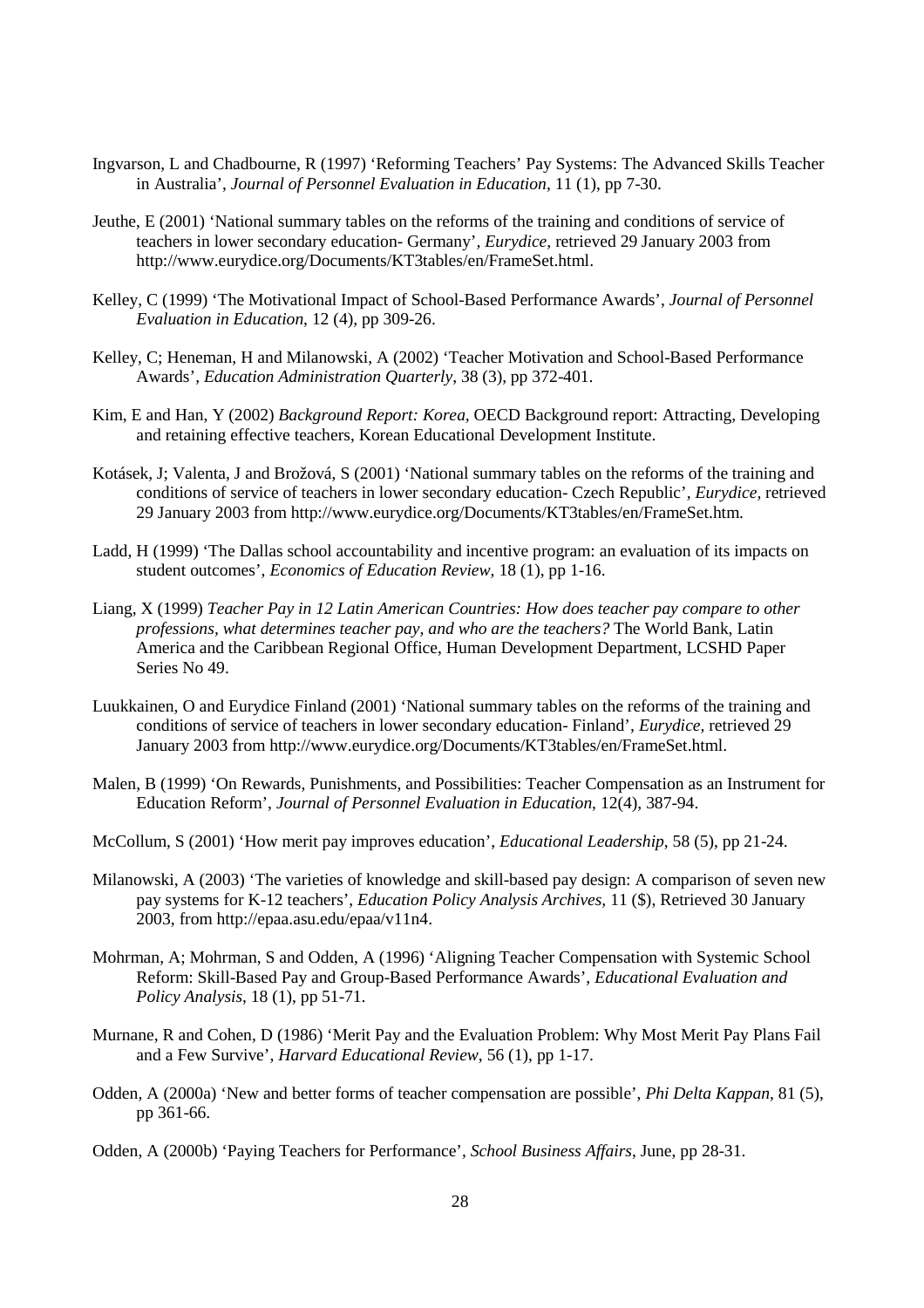Ingvarson, L and Chadbourne, R (1997) 'Reforming Teachers' Pay Systems: The Advanced Skills Teacher in Australia', *Journal of Personnel Evaluation in Education*, 11 (1), pp 7-30.

Jeuthe, E (2001) 'National summary tables on the reforms of the training and conditions of service of teachers in lower secondary education- Germany', *Eurydice,* retrieved 29 January 2003 from http://www.eurydice.org/Documents/KT3tables/en/FrameSet.html.

Kelley, C (1999) 'The Motivational Impact of School-Based Performance Awards', *Journal of Personnel Evaluation in Education*, 12 (4), pp 309-26.

Kelley, C; Heneman, H and Milanowski, A (2002) 'Teacher Motivation and School-Based Performance Awards', *Education Administration Quarterly*, 38 (3), pp 372-401.

Kim, E and Han, Y (2002) *Background Report: Korea*, OECD Background report: Attracting, Developing and retaining effective teachers, Korean Educational Development Institute.

Kotásek, J; Valenta, J and Brožová, S (2001) 'National summary tables on the reforms of the training and conditions of service of teachers in lower secondary education- Czech Republic', *Eurydice,* retrieved 29 January 2003 from http://www.eurydice.org/Documents/KT3tables/en/FrameSet.htm.

Ladd, H (1999) 'The Dallas school accountability and incentive program: an evaluation of its impacts on student outcomes', *Economics of Education Review*, 18 (1), pp 1-16.

Liang, X (1999) *Teacher Pay in 12 Latin American Countries: How does teacher pay compare to other professions, what determines teacher pay, and who are the teachers?* The World Bank, Latin America and the Caribbean Regional Office, Human Development Department, LCSHD Paper Series No 49.

Luukkainen, O and Eurydice Finland (2001) 'National summary tables on the reforms of the training and conditions of service of teachers in lower secondary education- Finland', *Eurydice,* retrieved 29 January 2003 from http://www.eurydice.org/Documents/KT3tables/en/FrameSet.html.

Malen, B (1999) 'On Rewards, Punishments, and Possibilities: Teacher Compensation as an Instrument for Education Reform', *Journal of Personnel Evaluation in Education*, 12(4), 387-94.

McCollum, S (2001) 'How merit pay improves education', *Educational Leadership*, 58 (5), pp 21-24.

Milanowski, A (2003) 'The varieties of knowledge and skill-based pay design: A comparison of seven new pay systems for K-12 teachers', *Education Policy Analysis Archives,* 11 ($), Retrieved 30 January 2003, from http://epaa.asu.edu/epaa/v11n4.

Mohrman, A; Mohrman, S and Odden, A (1996) 'Aligning Teacher Compensation with Systemic School Reform: Skill-Based Pay and Group-Based Performance Awards', *Educational Evaluation and Policy Analysis*, 18 (1), pp 51-71.

Murnane, R and Cohen, D (1986) 'Merit Pay and the Evaluation Problem: Why Most Merit Pay Plans Fail and a Few Survive', *Harvard Educational Review*, 56 (1), pp 1-17.

Odden, A (2000a) 'New and better forms of teacher compensation are possible', *Phi Delta Kappan*, 81 (5), pp 361-66.

Odden, A (2000b) 'Paying Teachers for Performance', *School Business Affairs*, June, pp 28-31.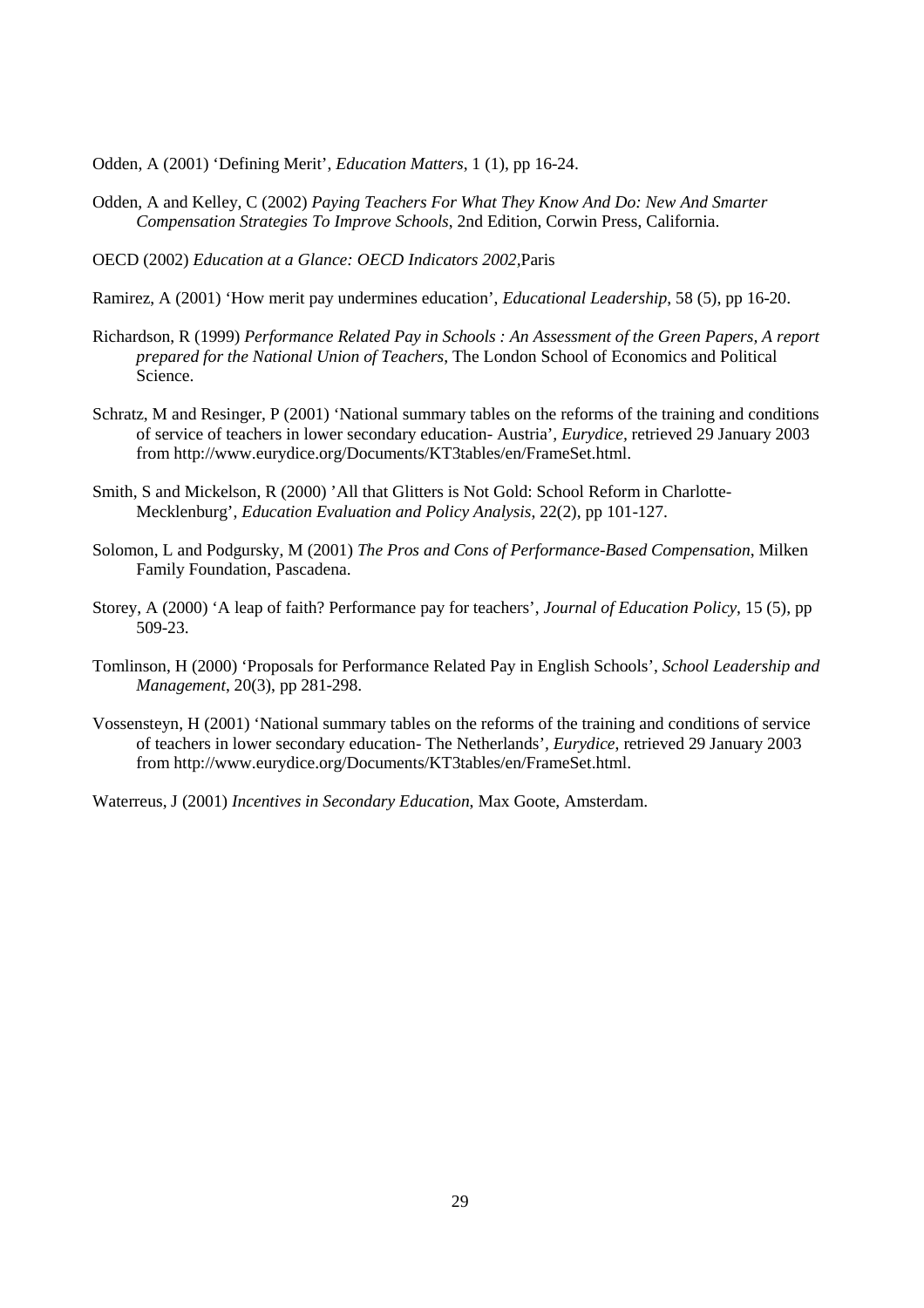Odden, A (2001) 'Defining Merit', *Education Matters*, 1 (1), pp 16-24.

Odden, A and Kelley, C (2002) *Paying Teachers For What They Know And Do: New And Smarter Compensation Strategies To Improve Schools*, 2nd Edition, Corwin Press, California.

OECD (2002) *Education at a Glance: OECD Indicators 2002*,Paris

Ramirez, A (2001) 'How merit pay undermines education', *Educational Leadership*, 58 (5), pp 16-20.

Richardson, R (1999) *Performance Related Pay in Schools : An Assessment of the Green Papers, A report prepared for the National Union of Teachers*, The London School of Economics and Political Science.

Schratz, M and Resinger, P (2001) 'National summary tables on the reforms of the training and conditions of service of teachers in lower secondary education- Austria', *Eurydice*, retrieved 29 January 2003 from http://www.eurydice.org/Documents/KT3tables/en/FrameSet.html.

Smith, S and Mickelson, R (2000) 'All that Glitters is Not Gold: School Reform in Charlotte-Mecklenburg', *Education Evaluation and Policy Analysis*, 22(2), pp 101-127.

Solomon, L and Podgursky, M (2001) *The Pros and Cons of Performance-Based Compensation*, Milken Family Foundation, Pascadena.

Storey, A (2000) 'A leap of faith? Performance pay for teachers', *Journal of Education Policy*, 15 (5), pp 509-23.

Tomlinson, H (2000) 'Proposals for Performance Related Pay in English Schools', *School Leadership and Management*, 20(3), pp 281-298.

Vossensteyn, H (2001) 'National summary tables on the reforms of the training and conditions of service of teachers in lower secondary education- The Netherlands', *Eurydice*, retrieved 29 January 2003 from http://www.eurydice.org/Documents/KT3tables/en/FrameSet.html.

Waterreus, J (2001) *Incentives in Secondary Education*, Max Goote, Amsterdam.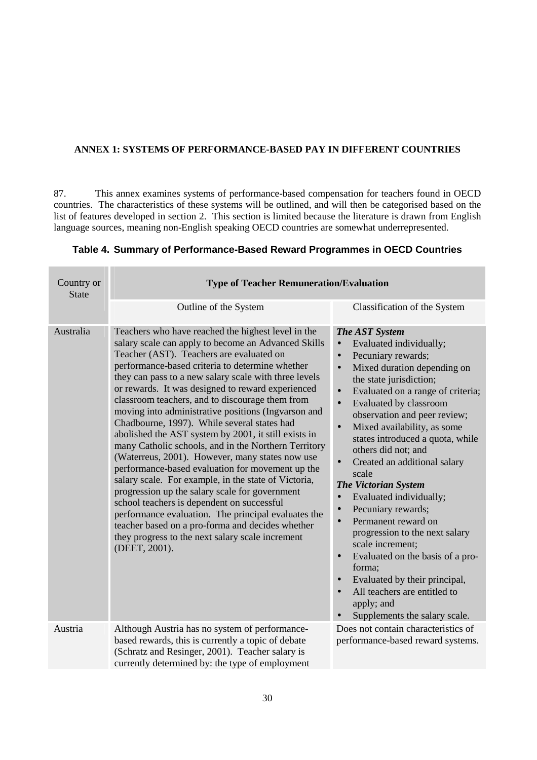## ANNEX 1: SYSTEMS OF PERFORMANCE-BASED PAY IN DIFFERENT COUNTRIES

87. This annex examines systems of performance-based compensation for teachers found in OECD countries. The characteristics of these systems will be outlined, and will then be categorised based on the list of features developed in section 2. This section is limited because the literature is drawn from English language sources, meaning non-English speaking OECD countries are somewhat underrepresented.

**Table 4. Summary of Performance-Based Reward Programmes in OECD Countries**

| Country or State | **Type of Teacher Remuneration/Evaluation** | |
|---|---|---|
| | Outline of the System | Classification of the System |
| Australia | Teachers who have reached the highest level in the salary scale can apply to become an Advanced Skills Teacher (AST). Teachers are evaluated on performance-based criteria to determine whether they can pass to a new salary scale with three levels or rewards. It was designed to reward experienced classroom teachers, and to discourage them from moving into administrative positions (Ingvarson and Chadbourne, 1997). While several states had abolished the AST system by 2001, it still exists in many Catholic schools, and in the Northern Territory (Waterreus, 2001). However, many states now use performance-based evaluation for movement up the salary scale. For example, in the state of Victoria, progression up the salary scale for government school teachers is dependent on successful performance evaluation. The principal evaluates the teacher based on a pro-forma and decides whether they progress to the next salary scale increment (DEET, 2001). | ***The AST System***<br>• Evaluated individually;<br>• Pecuniary rewards;<br>• Mixed duration depending on the state jurisdiction;<br>• Evaluated on a range of criteria;<br>• Evaluated by classroom observation and peer review;<br>• Mixed availability, as some states introduced a quota, while others did not; and<br>• Created an additional salary scale<br>***The Victorian System***<br>• Evaluated individually;<br>• Pecuniary rewards;<br>• Permanent reward on progression to the next salary scale increment;<br>• Evaluated on the basis of a pro-forma;<br>• Evaluated by their principal,<br>• All teachers are entitled to apply; and<br>• Supplements the salary scale. |
| Austria | Although Austria has no system of performance-based rewards, this is currently a topic of debate (Schratz and Resinger, 2001). Teacher salary is currently determined by: the type of employment | Does not contain characteristics of performance-based reward systems. |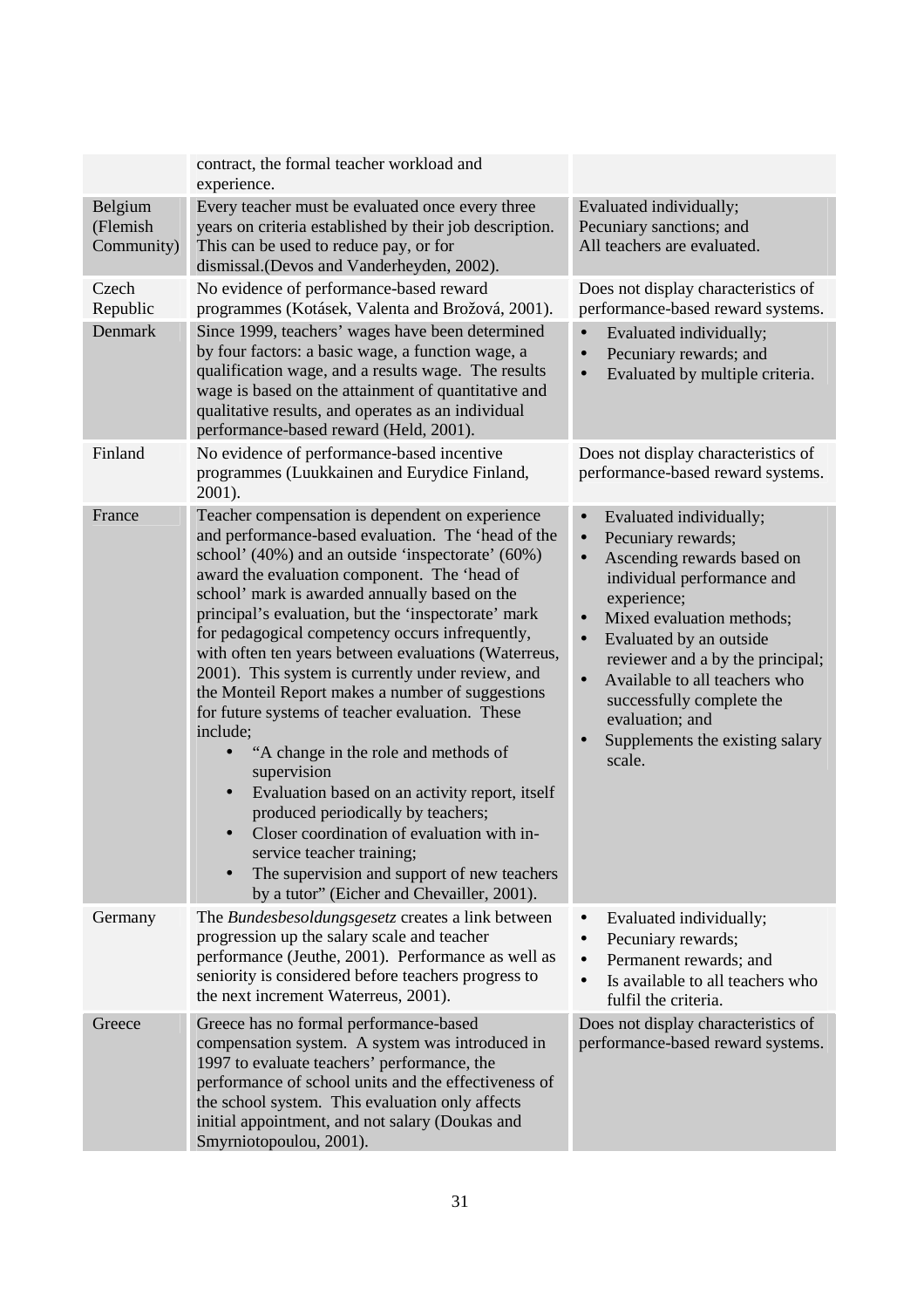| | | |
|---|---|---|
| | contract, the formal teacher workload and experience. | |
| Belgium (Flemish Community) | Every teacher must be evaluated once every three years on criteria established by their job description. This can be used to reduce pay, or for dismissal.(Devos and Vanderheyden, 2002). | Evaluated individually;<br>Pecuniary sanctions; and<br>All teachers are evaluated. |
| Czech Republic | No evidence of performance-based reward programmes (Kotásek, Valenta and Brožová, 2001). | Does not display characteristics of performance-based reward systems. |
| Denmark | Since 1999, teachers' wages have been determined by four factors: a basic wage, a function wage, a qualification wage, and a results wage. The results wage is based on the attainment of quantitative and qualitative results, and operates as an individual performance-based reward (Held, 2001). | • Evaluated individually;<br>• Pecuniary rewards; and<br>• Evaluated by multiple criteria. |
| Finland | No evidence of performance-based incentive programmes (Luukkainen and Eurydice Finland, 2001). | Does not display characteristics of performance-based reward systems. |
| France | Teacher compensation is dependent on experience and performance-based evaluation. The 'head of the school' (40%) and an outside 'inspectorate' (60%) award the evaluation component. The 'head of school' mark is awarded annually based on the principal's evaluation, but the 'inspectorate' mark for pedagogical competency occurs infrequently, with often ten years between evaluations (Waterreus, 2001). This system is currently under review, and the Monteil Report makes a number of suggestions for future systems of teacher evaluation. These include;<br>• "A change in the role and methods of supervision<br>• Evaluation based on an activity report, itself produced periodically by teachers;<br>• Closer coordination of evaluation with in-service teacher training;<br>• The supervision and support of new teachers by a tutor" (Eicher and Chevailler, 2001). | • Evaluated individually;<br>• Pecuniary rewards;<br>• Ascending rewards based on individual performance and experience;<br>• Mixed evaluation methods;<br>• Evaluated by an outside reviewer and a by the principal;<br>• Available to all teachers who successfully complete the evaluation; and<br>• Supplements the existing salary scale. |
| Germany | The *Bundesbesoldungsgesetz* creates a link between progression up the salary scale and teacher performance (Jeuthe, 2001). Performance as well as seniority is considered before teachers progress to the next increment Waterreus, 2001). | • Evaluated individually;<br>• Pecuniary rewards;<br>• Permanent rewards; and<br>• Is available to all teachers who fulfil the criteria. |
| Greece | Greece has no formal performance-based compensation system. A system was introduced in 1997 to evaluate teachers' performance, the performance of school units and the effectiveness of the school system. This evaluation only affects initial appointment, and not salary (Doukas and Smyrniotopoulou, 2001). | Does not display characteristics of performance-based reward systems. |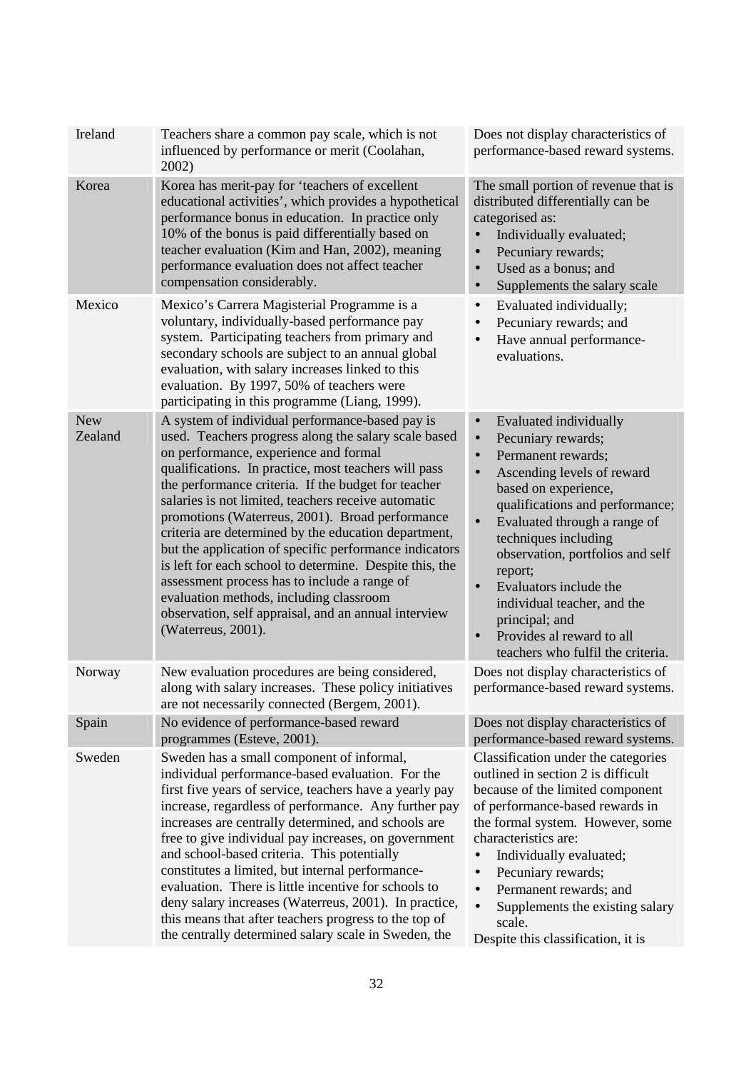| | | |
|---|---|---|
| Ireland | Teachers share a common pay scale, which is not influenced by performance or merit (Coolahan, 2002) | Does not display characteristics of performance-based reward systems. |
| Korea | Korea has merit-pay for 'teachers of excellent educational activities', which provides a hypothetical performance bonus in education. In practice only 10% of the bonus is paid differentially based on teacher evaluation (Kim and Han, 2002), meaning performance evaluation does not affect teacher compensation considerably. | The small portion of revenue that is distributed differentially can be categorised as:<br>• Individually evaluated;<br>• Pecuniary rewards;<br>• Used as a bonus; and<br>• Supplements the salary scale |
| Mexico | Mexico's Carrera Magisterial Programme is a voluntary, individually-based performance pay system. Participating teachers from primary and secondary schools are subject to an annual global evaluation, with salary increases linked to this evaluation. By 1997, 50% of teachers were participating in this programme (Liang, 1999). | • Evaluated individually;<br>• Pecuniary rewards; and<br>• Have annual performance-evaluations. |
| New Zealand | A system of individual performance-based pay is used. Teachers progress along the salary scale based on performance, experience and formal qualifications. In practice, most teachers will pass the performance criteria. If the budget for teacher salaries is not limited, teachers receive automatic promotions (Waterreus, 2001). Broad performance criteria are determined by the education department, but the application of specific performance indicators is left for each school to determine. Despite this, the assessment process has to include a range of evaluation methods, including classroom observation, self appraisal, and an annual interview (Waterreus, 2001). | • Evaluated individually<br>• Pecuniary rewards;<br>• Permanent rewards;<br>• Ascending levels of reward based on experience, qualifications and performance;<br>• Evaluated through a range of techniques including observation, portfolios and self report;<br>• Evaluators include the individual teacher, and the principal; and<br>• Provides al reward to all teachers who fulfil the criteria. |
| Norway | New evaluation procedures are being considered, along with salary increases. These policy initiatives are not necessarily connected (Bergem, 2001). | Does not display characteristics of performance-based reward systems. |
| Spain | No evidence of performance-based reward programmes (Esteve, 2001). | Does not display characteristics of performance-based reward systems. |
| Sweden | Sweden has a small component of informal, individual performance-based evaluation. For the first five years of service, teachers have a yearly pay increase, regardless of performance. Any further pay increases are centrally determined, and schools are free to give individual pay increases, on government and school-based criteria. This potentially constitutes a limited, but internal performance-evaluation. There is little incentive for schools to deny salary increases (Waterreus, 2001). In practice, this means that after teachers progress to the top of the centrally determined salary scale in Sweden, the | Classification under the categories outlined in section 2 is difficult because of the limited component of performance-based rewards in the formal system. However, some characteristics are:<br>• Individually evaluated;<br>• Pecuniary rewards;<br>• Permanent rewards; and<br>• Supplements the existing salary scale.<br>Despite this classification, it is |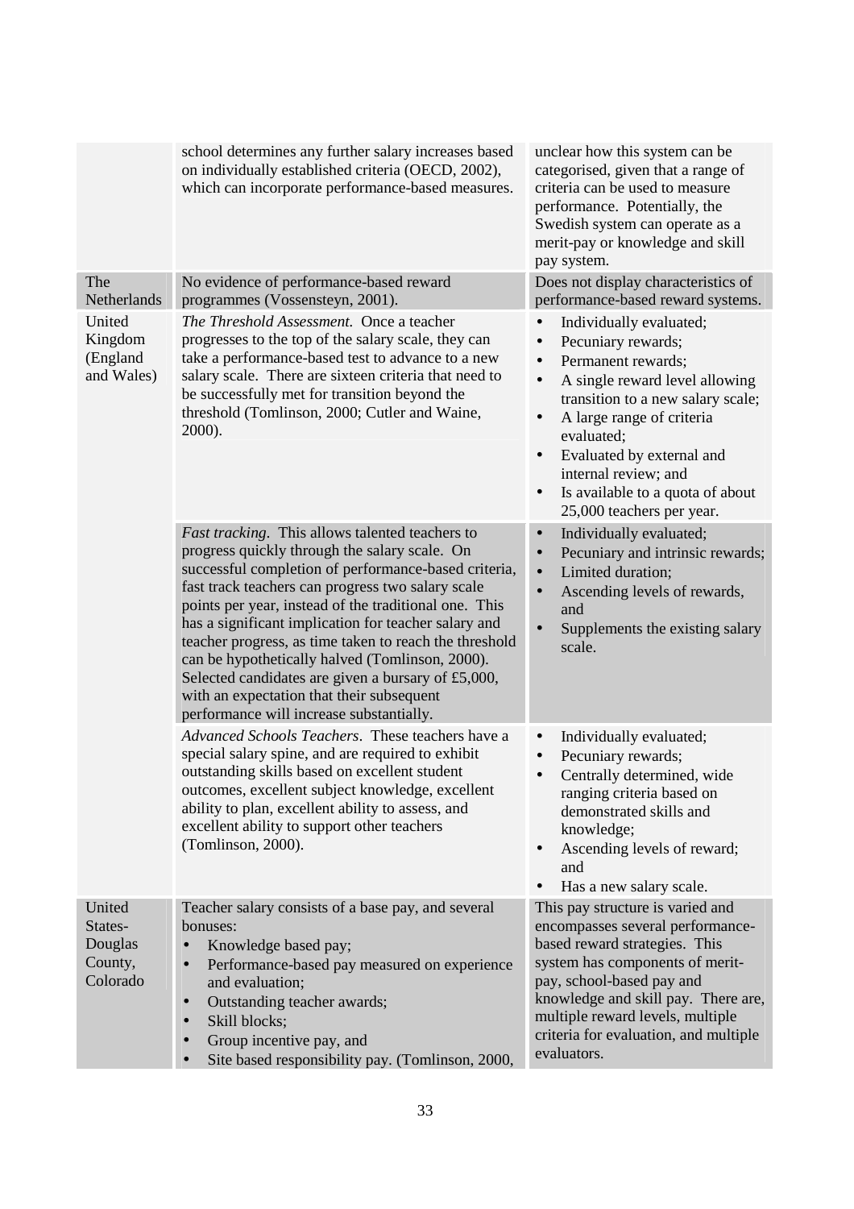| | | |
|---|---|---|
| | school determines any further salary increases based on individually established criteria (OECD, 2002), which can incorporate performance-based measures. | unclear how this system can be categorised, given that a range of criteria can be used to measure performance. Potentially, the Swedish system can operate as a merit-pay or knowledge and skill pay system. |
| The Netherlands | No evidence of performance-based reward programmes (Vossensteyn, 2001). | Does not display characteristics of performance-based reward systems. |
| United Kingdom (England and Wales) | *The Threshold Assessment.* Once a teacher progresses to the top of the salary scale, they can take a performance-based test to advance to a new salary scale. There are sixteen criteria that need to be successfully met for transition beyond the threshold (Tomlinson, 2000; Cutler and Waine, 2000). | • Individually evaluated;<br>• Pecuniary rewards;<br>• Permanent rewards;<br>• A single reward level allowing transition to a new salary scale;<br>• A large range of criteria evaluated;<br>• Evaluated by external and internal review; and<br>• Is available to a quota of about 25,000 teachers per year. |
| | *Fast tracking*. This allows talented teachers to progress quickly through the salary scale. On successful completion of performance-based criteria, fast track teachers can progress two salary scale points per year, instead of the traditional one. This has a significant implication for teacher salary and teacher progress, as time taken to reach the threshold can be hypothetically halved (Tomlinson, 2000). Selected candidates are given a bursary of £5,000, with an expectation that their subsequent performance will increase substantially. | • Individually evaluated;<br>• Pecuniary and intrinsic rewards;<br>• Limited duration;<br>• Ascending levels of rewards, and<br>• Supplements the existing salary scale. |
| | *Advanced Schools Teachers*. These teachers have a special salary spine, and are required to exhibit outstanding skills based on excellent student outcomes, excellent subject knowledge, excellent ability to plan, excellent ability to assess, and excellent ability to support other teachers (Tomlinson, 2000). | • Individually evaluated;<br>• Pecuniary rewards;<br>• Centrally determined, wide ranging criteria based on demonstrated skills and knowledge;<br>• Ascending levels of reward; and<br>• Has a new salary scale. |
| United States-Douglas County, Colorado | Teacher salary consists of a base pay, and several bonuses:<br>• Knowledge based pay;<br>• Performance-based pay measured on experience and evaluation;<br>• Outstanding teacher awards;<br>• Skill blocks;<br>• Group incentive pay, and<br>• Site based responsibility pay. (Tomlinson, 2000, | This pay structure is varied and encompasses several performance-based reward strategies. This system has components of merit-pay, school-based pay and knowledge and skill pay. There are, multiple reward levels, multiple criteria for evaluation, and multiple evaluators. |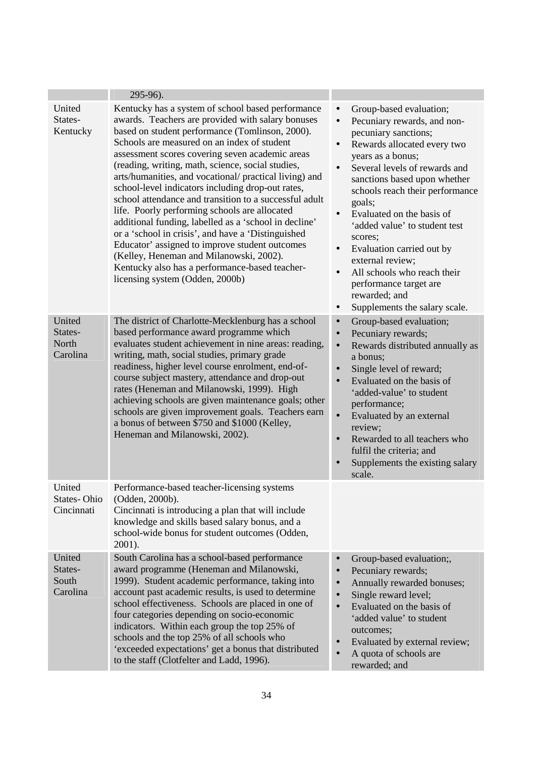| | | |
|---|---|---|
| | 295-96). | |
| United States- Kentucky | Kentucky has a system of school based performance awards. Teachers are provided with salary bonuses based on student performance (Tomlinson, 2000). Schools are measured on an index of student assessment scores covering seven academic areas (reading, writing, math, science, social studies, arts/humanities, and vocational/ practical living) and school-level indicators including drop-out rates, school attendance and transition to a successful adult life. Poorly performing schools are allocated additional funding, labelled as a 'school in decline' or a 'school in crisis', and have a 'Distinguished Educator' assigned to improve student outcomes (Kelley, Heneman and Milanowski, 2002). Kentucky also has a performance-based teacher-licensing system (Odden, 2000b) | • Group-based evaluation;<br>• Pecuniary rewards, and non-pecuniary sanctions;<br>• Rewards allocated every two years as a bonus;<br>• Several levels of rewards and sanctions based upon whether schools reach their performance goals;<br>• Evaluated on the basis of 'added value' to student test scores;<br>• Evaluation carried out by external review;<br>• All schools who reach their performance target are rewarded; and<br>• Supplements the salary scale. |
| United States- North Carolina | The district of Charlotte-Mecklenburg has a school based performance award programme which evaluates student achievement in nine areas: reading, writing, math, social studies, primary grade readiness, higher level course enrolment, end-of-course subject mastery, attendance and drop-out rates (Heneman and Milanowski, 1999). High achieving schools are given maintenance goals; other schools are given improvement goals. Teachers earn a bonus of between $750 and $1000 (Kelley, Heneman and Milanowski, 2002). | • Group-based evaluation;<br>• Pecuniary rewards;<br>• Rewards distributed annually as a bonus;<br>• Single level of reward;<br>• Evaluated on the basis of 'added-value' to student performance;<br>• Evaluated by an external review;<br>• Rewarded to all teachers who fulfil the criteria; and<br>• Supplements the existing salary scale. |
| United States- Ohio Cincinnati | Performance-based teacher-licensing systems (Odden, 2000b).<br>Cincinnati is introducing a plan that will include knowledge and skills based salary bonus, and a school-wide bonus for student outcomes (Odden, 2001). | |
| United States- South Carolina | South Carolina has a school-based performance award programme (Heneman and Milanowski, 1999). Student academic performance, taking into account past academic results, is used to determine school effectiveness. Schools are placed in one of four categories depending on socio-economic indicators. Within each group the top 25% of schools and the top 25% of all schools who 'exceeded expectations' get a bonus that distributed to the staff (Clotfelter and Ladd, 1996). | • Group-based evaluation;,<br>• Pecuniary rewards;<br>• Annually rewarded bonuses;<br>• Single reward level;<br>• Evaluated on the basis of 'added value' to student outcomes;<br>• Evaluated by external review;<br>• A quota of schools are rewarded; and |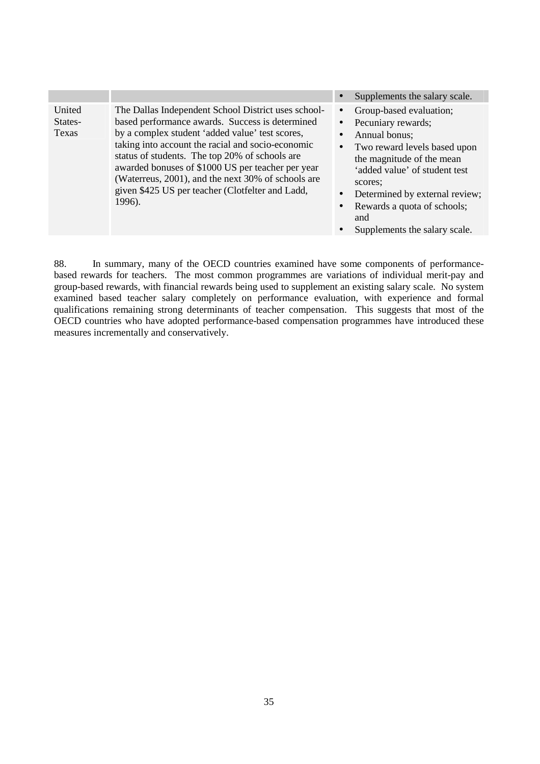| | | |
|---|---|---|
| | | • Supplements the salary scale. |
| United States-Texas | The Dallas Independent School District uses school-based performance awards. Success is determined by a complex student 'added value' test scores, taking into account the racial and socio-economic status of students. The top 20% of schools are awarded bonuses of $1000 US per teacher per year (Waterreus, 2001), and the next 30% of schools are given $425 US per teacher (Clotfelter and Ladd, 1996). | • Group-based evaluation;<br>• Pecuniary rewards;<br>• Annual bonus;<br>• Two reward levels based upon the magnitude of the mean 'added value' of student test scores;<br>• Determined by external review;<br>• Rewards a quota of schools; and<br>• Supplements the salary scale. |

88. In summary, many of the OECD countries examined have some components of performance-based rewards for teachers. The most common programmes are variations of individual merit-pay and group-based rewards, with financial rewards being used to supplement an existing salary scale. No system examined based teacher salary completely on performance evaluation, with experience and formal qualifications remaining strong determinants of teacher compensation. This suggests that most of the OECD countries who have adopted performance-based compensation programmes have introduced these measures incrementally and conservatively.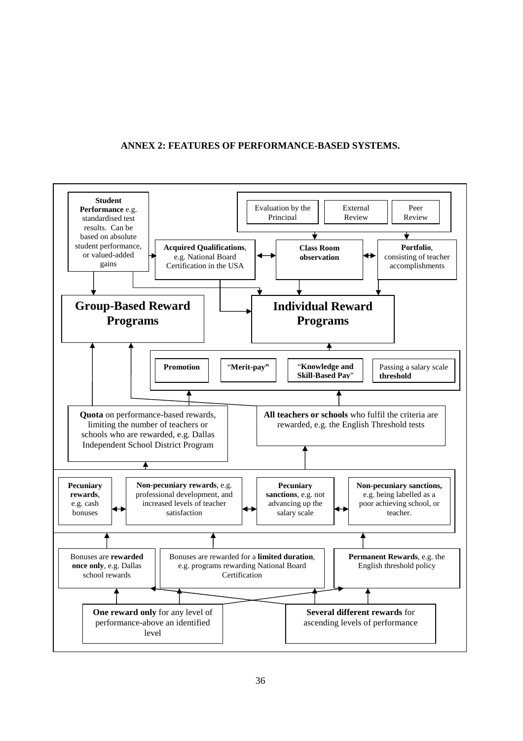**ANNEX 2: FEATURES OF PERFORMANCE-BASED SYSTEMS.**

**Student Performance** e.g. standardised test results. Can be based on absolute student performance, or valued-added gains

Evaluation by the Principal

External Review

Peer Review

**Acquired Qualifications**, e.g. National Board Certification in the USA

**Class Room observation**

**Portfolio**, consisting of teacher accomplishments

**Group-Based Reward Programs**

**Individual Reward Programs**

**Promotion**

"**Merit-pay"**

"**Knowledge and Skill-Based Pay**"

Passing a salary scale **threshold**

**Quota** on performance-based rewards, limiting the number of teachers or schools who are rewarded, e.g. Dallas Independent School District Program

**All teachers or schools** who fulfil the criteria are rewarded, e.g. the English Threshold tests

**Pecuniary rewards**, e.g. cash bonuses

**Non-pecuniary rewards**, e.g. professional development, and increased levels of teacher satisfaction

**Pecuniary sanctions**, e.g. not advancing up the salary scale

**Non-pecuniary sanctions,** e.g. being labelled as a poor achieving school, or teacher.

Bonuses are **rewarded once only**, e.g. Dallas school rewards

Bonuses are rewarded for a **limited duration**, e.g. programs rewarding National Board Certification

**Permanent Rewards**, e.g. the English threshold policy

**One reward only** for any level of performance-above an identified level

**Several different rewards** for ascending levels of performance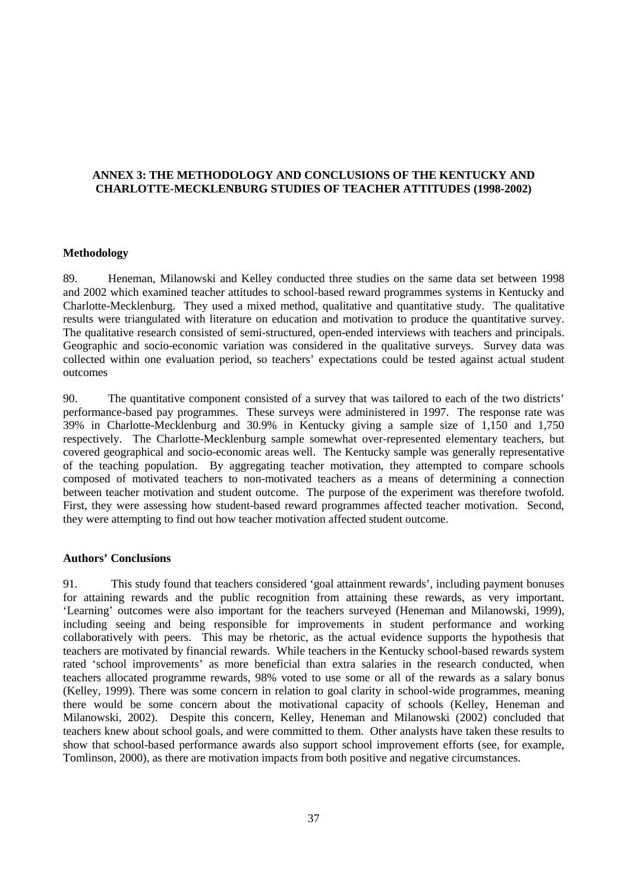## ANNEX 3: THE METHODOLOGY AND CONCLUSIONS OF THE KENTUCKY AND CHARLOTTE-MECKLENBURG STUDIES OF TEACHER ATTITUDES (1998-2002)

### Methodology

89. Heneman, Milanowski and Kelley conducted three studies on the same data set between 1998 and 2002 which examined teacher attitudes to school-based reward programmes systems in Kentucky and Charlotte-Mecklenburg. They used a mixed method, qualitative and quantitative study. The qualitative results were triangulated with literature on education and motivation to produce the quantitative survey. The qualitative research consisted of semi-structured, open-ended interviews with teachers and principals. Geographic and socio-economic variation was considered in the qualitative surveys. Survey data was collected within one evaluation period, so teachers' expectations could be tested against actual student outcomes

90. The quantitative component consisted of a survey that was tailored to each of the two districts' performance-based pay programmes. These surveys were administered in 1997. The response rate was 39% in Charlotte-Mecklenburg and 30.9% in Kentucky giving a sample size of 1,150 and 1,750 respectively. The Charlotte-Mecklenburg sample somewhat over-represented elementary teachers, but covered geographical and socio-economic areas well. The Kentucky sample was generally representative of the teaching population. By aggregating teacher motivation, they attempted to compare schools composed of motivated teachers to non-motivated teachers as a means of determining a connection between teacher motivation and student outcome. The purpose of the experiment was therefore twofold. First, they were assessing how student-based reward programmes affected teacher motivation. Second, they were attempting to find out how teacher motivation affected student outcome.

### Authors' Conclusions

91. This study found that teachers considered 'goal attainment rewards', including payment bonuses for attaining rewards and the public recognition from attaining these rewards, as very important. 'Learning' outcomes were also important for the teachers surveyed (Heneman and Milanowski, 1999), including seeing and being responsible for improvements in student performance and working collaboratively with peers. This may be rhetoric, as the actual evidence supports the hypothesis that teachers are motivated by financial rewards. While teachers in the Kentucky school-based rewards system rated 'school improvements' as more beneficial than extra salaries in the research conducted, when teachers allocated programme rewards, 98% voted to use some or all of the rewards as a salary bonus (Kelley, 1999). There was some concern in relation to goal clarity in school-wide programmes, meaning there would be some concern about the motivational capacity of schools (Kelley, Heneman and Milanowski, 2002). Despite this concern, Kelley, Heneman and Milanowski (2002) concluded that teachers knew about school goals, and were committed to them. Other analysts have taken these results to show that school-based performance awards also support school improvement efforts (see, for example, Tomlinson, 2000), as there are motivation impacts from both positive and negative circumstances.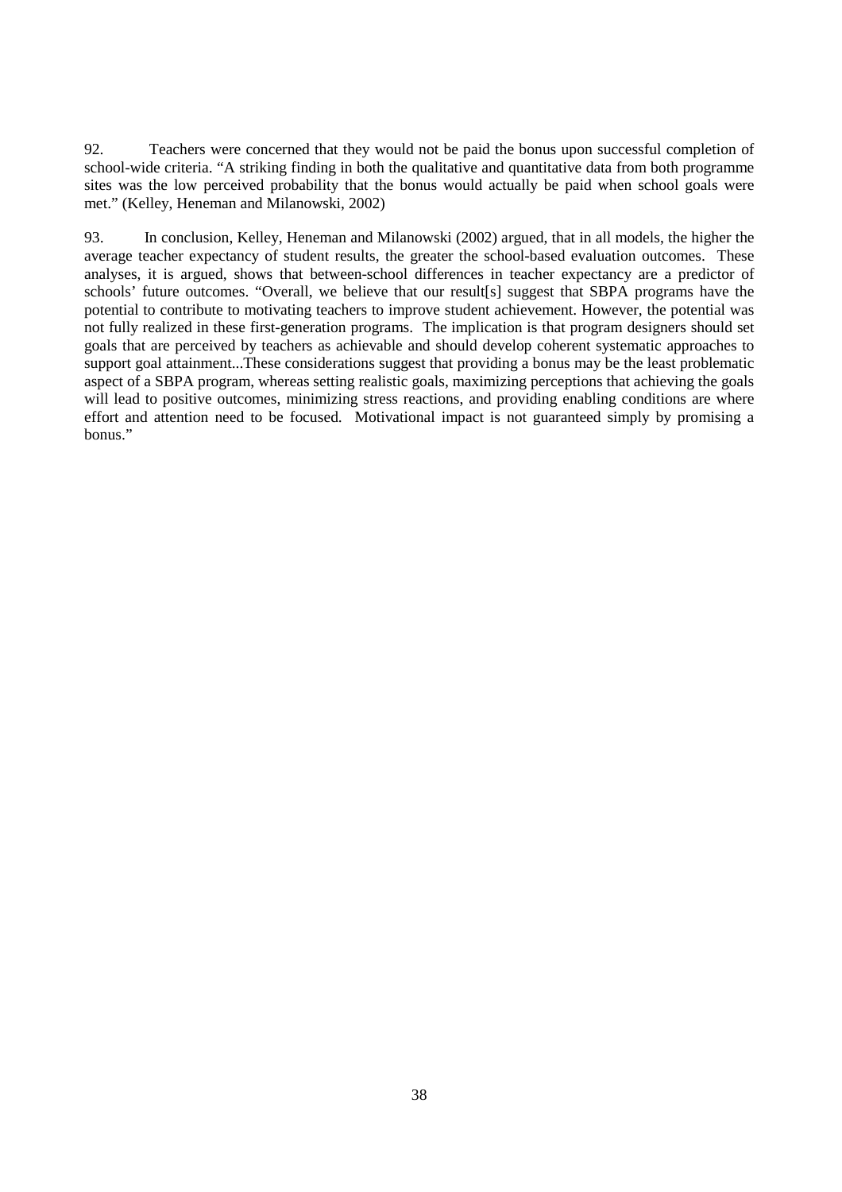92. Teachers were concerned that they would not be paid the bonus upon successful completion of school-wide criteria. "A striking finding in both the qualitative and quantitative data from both programme sites was the low perceived probability that the bonus would actually be paid when school goals were met." (Kelley, Heneman and Milanowski, 2002)

93. In conclusion, Kelley, Heneman and Milanowski (2002) argued, that in all models, the higher the average teacher expectancy of student results, the greater the school-based evaluation outcomes. These analyses, it is argued, shows that between-school differences in teacher expectancy are a predictor of schools' future outcomes. "Overall, we believe that our result[s] suggest that SBPA programs have the potential to contribute to motivating teachers to improve student achievement. However, the potential was not fully realized in these first-generation programs. The implication is that program designers should set goals that are perceived by teachers as achievable and should develop coherent systematic approaches to support goal attainment...These considerations suggest that providing a bonus may be the least problematic aspect of a SBPA program, whereas setting realistic goals, maximizing perceptions that achieving the goals will lead to positive outcomes, minimizing stress reactions, and providing enabling conditions are where effort and attention need to be focused. Motivational impact is not guaranteed simply by promising a bonus."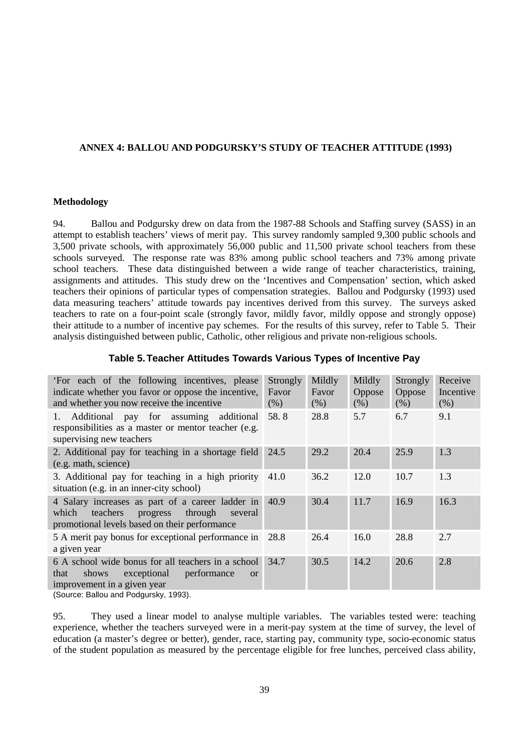### ANNEX 4: BALLOU AND PODGURSKY'S STUDY OF TEACHER ATTITUDE (1993)

**Methodology**

94. Ballou and Podgursky drew on data from the 1987-88 Schools and Staffing survey (SASS) in an attempt to establish teachers' views of merit pay. This survey randomly sampled 9,300 public schools and 3,500 private schools, with approximately 56,000 public and 11,500 private school teachers from these schools surveyed. The response rate was 83% among public school teachers and 73% among private school teachers. These data distinguished between a wide range of teacher characteristics, training, assignments and attitudes. This study drew on the 'Incentives and Compensation' section, which asked teachers their opinions of particular types of compensation strategies. Ballou and Podgursky (1993) used data measuring teachers' attitude towards pay incentives derived from this survey. The surveys asked teachers to rate on a four-point scale (strongly favor, mildly favor, mildly oppose and strongly oppose) their attitude to a number of incentive pay schemes. For the results of this survey, refer to Table 5. Their analysis distinguished between public, Catholic, other religious and private non-religious schools.

**Table 5. Teacher Attitudes Towards Various Types of Incentive Pay**

| 'For each of the following incentives, please indicate whether you favor or oppose the incentive, and whether you now receive the incentive | Strongly Favor (%) | Mildly Favor (%) | Mildly Oppose (%) | Strongly Oppose (%) | Receive Incentive (%) |
|---|---|---|---|---|---|
| 1. Additional pay for assuming additional responsibilities as a master or mentor teacher (e.g. supervising new teachers | 58. 8 | 28.8 | 5.7 | 6.7 | 9.1 |
| 2. Additional pay for teaching in a shortage field (e.g. math, science) | 24.5 | 29.2 | 20.4 | 25.9 | 1.3 |
| 3. Additional pay for teaching in a high priority situation (e.g. in an inner-city school) | 41.0 | 36.2 | 12.0 | 10.7 | 1.3 |
| 4 Salary increases as part of a career ladder in which teachers progress through several promotional levels based on their performance | 40.9 | 30.4 | 11.7 | 16.9 | 16.3 |
| 5 A merit pay bonus for exceptional performance in a given year | 28.8 | 26.4 | 16.0 | 28.8 | 2.7 |
| 6 A school wide bonus for all teachers in a school that shows exceptional performance or improvement in a given year | 34.7 | 30.5 | 14.2 | 20.6 | 2.8 |

(Source: Ballou and Podgursky, 1993).

95. They used a linear model to analyse multiple variables. The variables tested were: teaching experience, whether the teachers surveyed were in a merit-pay system at the time of survey, the level of education (a master's degree or better), gender, race, starting pay, community type, socio-economic status of the student population as measured by the percentage eligible for free lunches, perceived class ability,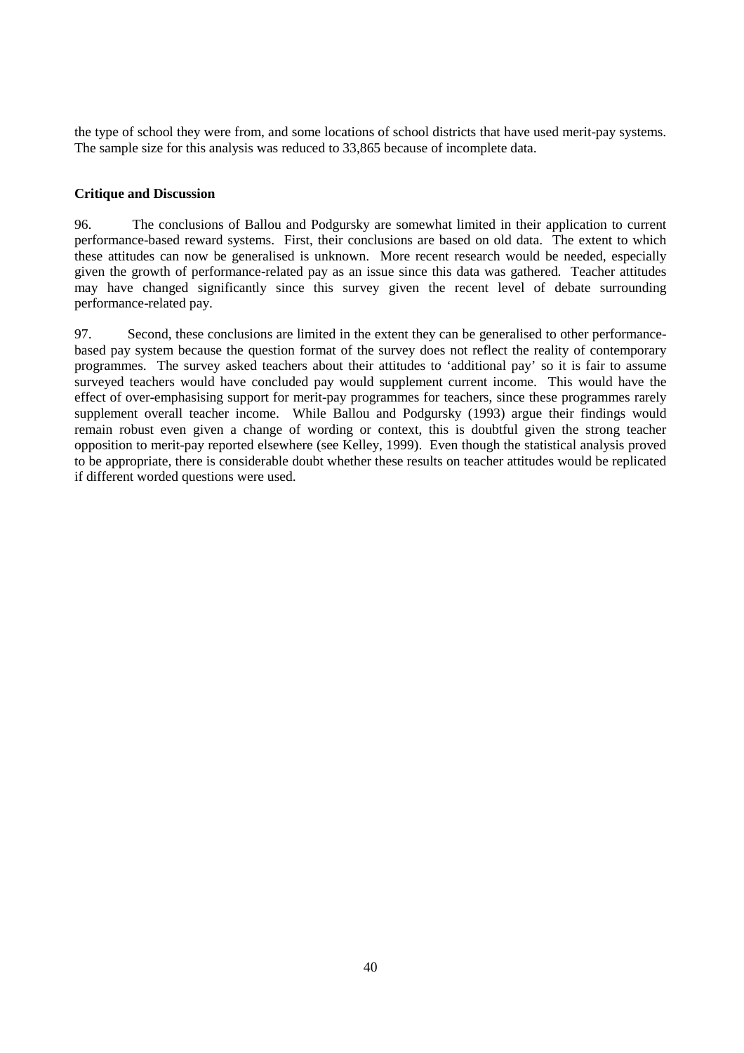the type of school they were from, and some locations of school districts that have used merit-pay systems. The sample size for this analysis was reduced to 33,865 because of incomplete data.

**Critique and Discussion**

96. The conclusions of Ballou and Podgursky are somewhat limited in their application to current performance-based reward systems. First, their conclusions are based on old data. The extent to which these attitudes can now be generalised is unknown. More recent research would be needed, especially given the growth of performance-related pay as an issue since this data was gathered. Teacher attitudes may have changed significantly since this survey given the recent level of debate surrounding performance-related pay.

97. Second, these conclusions are limited in the extent they can be generalised to other performance-based pay system because the question format of the survey does not reflect the reality of contemporary programmes. The survey asked teachers about their attitudes to 'additional pay' so it is fair to assume surveyed teachers would have concluded pay would supplement current income. This would have the effect of over-emphasising support for merit-pay programmes for teachers, since these programmes rarely supplement overall teacher income. While Ballou and Podgursky (1993) argue their findings would remain robust even given a change of wording or context, this is doubtful given the strong teacher opposition to merit-pay reported elsewhere (see Kelley, 1999). Even though the statistical analysis proved to be appropriate, there is considerable doubt whether these results on teacher attitudes would be replicated if different worded questions were used.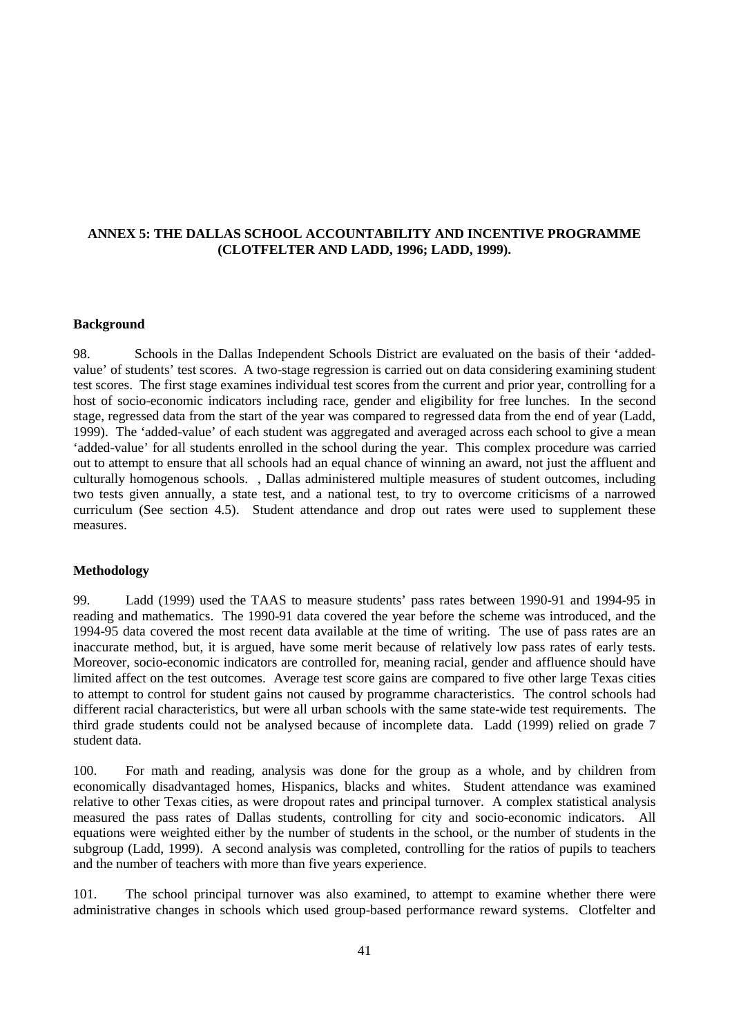**ANNEX 5: THE DALLAS SCHOOL ACCOUNTABILITY AND INCENTIVE PROGRAMME (CLOTFELTER AND LADD, 1996; LADD, 1999).**

**Background**

98. Schools in the Dallas Independent Schools District are evaluated on the basis of their 'added-value' of students' test scores. A two-stage regression is carried out on data considering examining student test scores. The first stage examines individual test scores from the current and prior year, controlling for a host of socio-economic indicators including race, gender and eligibility for free lunches. In the second stage, regressed data from the start of the year was compared to regressed data from the end of year (Ladd, 1999). The 'added-value' of each student was aggregated and averaged across each school to give a mean 'added-value' for all students enrolled in the school during the year. This complex procedure was carried out to attempt to ensure that all schools had an equal chance of winning an award, not just the affluent and culturally homogenous schools. , Dallas administered multiple measures of student outcomes, including two tests given annually, a state test, and a national test, to try to overcome criticisms of a narrowed curriculum (See section 4.5). Student attendance and drop out rates were used to supplement these measures.

**Methodology**

99. Ladd (1999) used the TAAS to measure students' pass rates between 1990-91 and 1994-95 in reading and mathematics. The 1990-91 data covered the year before the scheme was introduced, and the 1994-95 data covered the most recent data available at the time of writing. The use of pass rates are an inaccurate method, but, it is argued, have some merit because of relatively low pass rates of early tests. Moreover, socio-economic indicators are controlled for, meaning racial, gender and affluence should have limited affect on the test outcomes. Average test score gains are compared to five other large Texas cities to attempt to control for student gains not caused by programme characteristics. The control schools had different racial characteristics, but were all urban schools with the same state-wide test requirements. The third grade students could not be analysed because of incomplete data. Ladd (1999) relied on grade 7 student data.

100. For math and reading, analysis was done for the group as a whole, and by children from economically disadvantaged homes, Hispanics, blacks and whites. Student attendance was examined relative to other Texas cities, as were dropout rates and principal turnover. A complex statistical analysis measured the pass rates of Dallas students, controlling for city and socio-economic indicators. All equations were weighted either by the number of students in the school, or the number of students in the subgroup (Ladd, 1999). A second analysis was completed, controlling for the ratios of pupils to teachers and the number of teachers with more than five years experience.

101. The school principal turnover was also examined, to attempt to examine whether there were administrative changes in schools which used group-based performance reward systems. Clotfelter and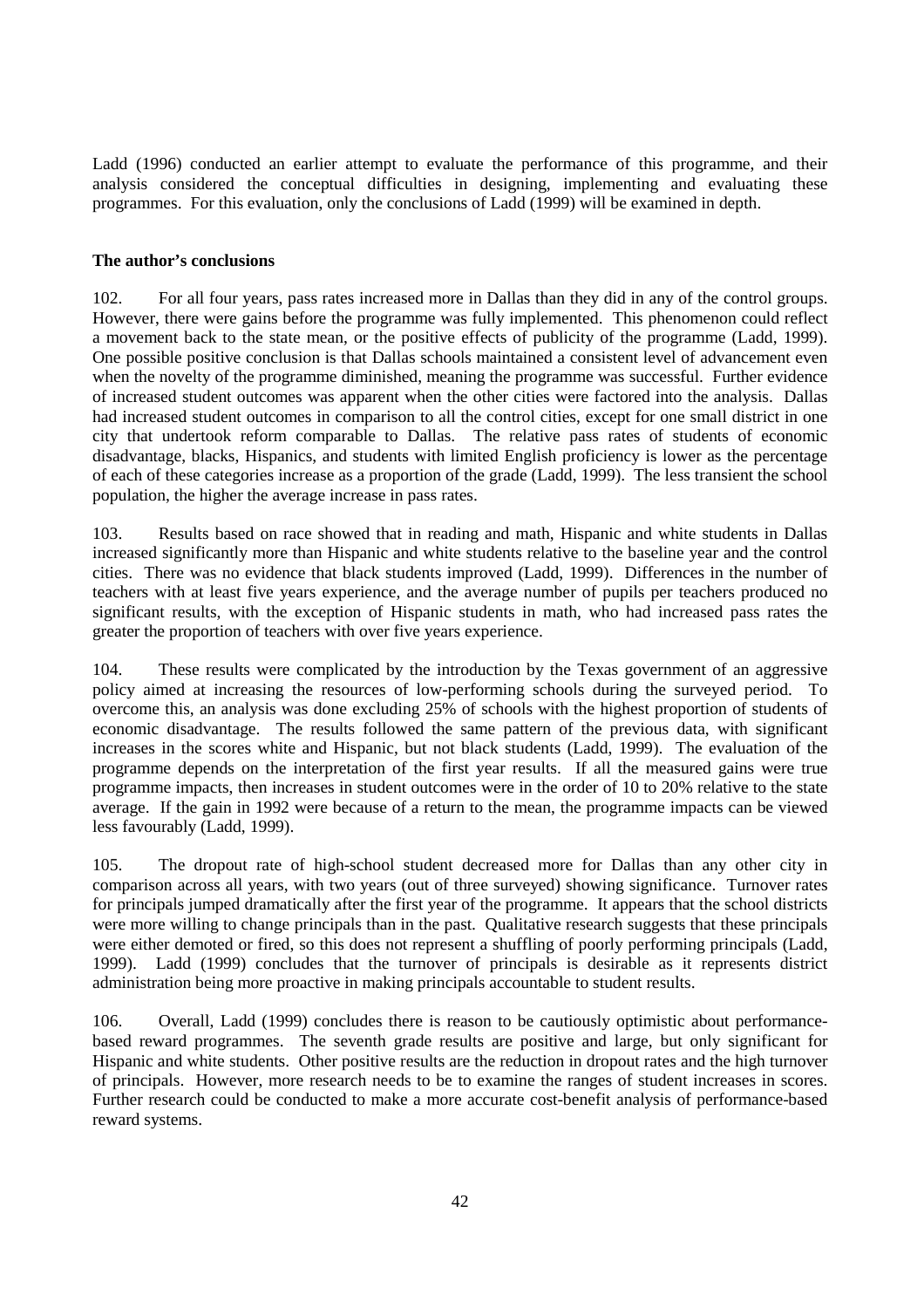Ladd (1996) conducted an earlier attempt to evaluate the performance of this programme, and their analysis considered the conceptual difficulties in designing, implementing and evaluating these programmes. For this evaluation, only the conclusions of Ladd (1999) will be examined in depth.

**The author's conclusions**

102. For all four years, pass rates increased more in Dallas than they did in any of the control groups. However, there were gains before the programme was fully implemented. This phenomenon could reflect a movement back to the state mean, or the positive effects of publicity of the programme (Ladd, 1999). One possible positive conclusion is that Dallas schools maintained a consistent level of advancement even when the novelty of the programme diminished, meaning the programme was successful. Further evidence of increased student outcomes was apparent when the other cities were factored into the analysis. Dallas had increased student outcomes in comparison to all the control cities, except for one small district in one city that undertook reform comparable to Dallas. The relative pass rates of students of economic disadvantage, blacks, Hispanics, and students with limited English proficiency is lower as the percentage of each of these categories increase as a proportion of the grade (Ladd, 1999). The less transient the school population, the higher the average increase in pass rates.

103. Results based on race showed that in reading and math, Hispanic and white students in Dallas increased significantly more than Hispanic and white students relative to the baseline year and the control cities. There was no evidence that black students improved (Ladd, 1999). Differences in the number of teachers with at least five years experience, and the average number of pupils per teachers produced no significant results, with the exception of Hispanic students in math, who had increased pass rates the greater the proportion of teachers with over five years experience.

104. These results were complicated by the introduction by the Texas government of an aggressive policy aimed at increasing the resources of low-performing schools during the surveyed period. To overcome this, an analysis was done excluding 25% of schools with the highest proportion of students of economic disadvantage. The results followed the same pattern of the previous data, with significant increases in the scores white and Hispanic, but not black students (Ladd, 1999). The evaluation of the programme depends on the interpretation of the first year results. If all the measured gains were true programme impacts, then increases in student outcomes were in the order of 10 to 20% relative to the state average. If the gain in 1992 were because of a return to the mean, the programme impacts can be viewed less favourably (Ladd, 1999).

105. The dropout rate of high-school student decreased more for Dallas than any other city in comparison across all years, with two years (out of three surveyed) showing significance. Turnover rates for principals jumped dramatically after the first year of the programme. It appears that the school districts were more willing to change principals than in the past. Qualitative research suggests that these principals were either demoted or fired, so this does not represent a shuffling of poorly performing principals (Ladd, 1999). Ladd (1999) concludes that the turnover of principals is desirable as it represents district administration being more proactive in making principals accountable to student results.

106. Overall, Ladd (1999) concludes there is reason to be cautiously optimistic about performance-based reward programmes. The seventh grade results are positive and large, but only significant for Hispanic and white students. Other positive results are the reduction in dropout rates and the high turnover of principals. However, more research needs to be to examine the ranges of student increases in scores. Further research could be conducted to make a more accurate cost-benefit analysis of performance-based reward systems.